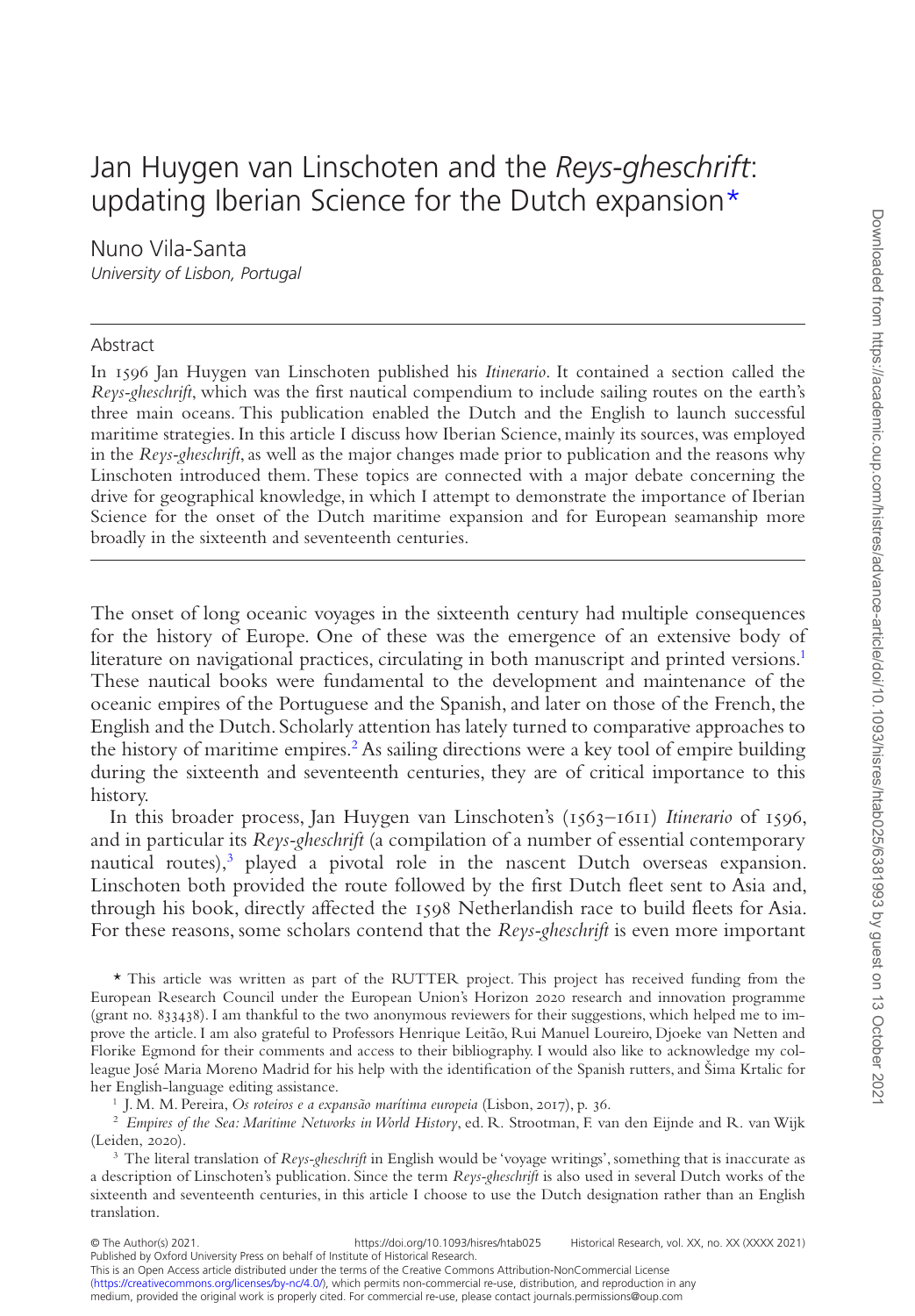# Jan Huygen van Linschoten and the *Reys-gheschrift*: updating Iberian Science for the Dutch expansion*

Nuno Vila-Santa

*University of Lisbon, Portugal*

## Abstract

In 1596 Jan Huygen van Linschoten published his *Itinerario*. It contained a section called the *Reys-gheschrift*, which was the first nautical compendium to include sailing routes on the earth's three main oceans. This publication enabled the Dutch and the English to launch successful maritime strategies. In this article I discuss how Iberian Science, mainly its sources, was employed in the *Reys-gheschrift*, as well as the major changes made prior to publication and the reasons why Linschoten introduced them. These topics are connected with a major debate concerning the drive for geographical knowledge, in which I attempt to demonstrate the importance of Iberian Science for the onset of the Dutch maritime expansion and for European seamanship more broadly in the sixteenth and seventeenth centuries.

The onset of long oceanic voyages in the sixteenth century had multiple consequences for the history of Europe. One of these was the emergence of an extensive body of literature on navigational practices, circulating in both manuscript and printed versions.[1] These nautical books were fundamental to the development and maintenance of the oceanic empires of the Portuguese and the Spanish, and later on those of the French, the English and the Dutch. Scholarly attention has lately turned to comparative approaches to the history of maritime empires.[2] As sailing directions were a key tool of empire building during the sixteenth and seventeenth centuries, they are of critical importance to this history.

In this broader process, Jan Huygen van Linschoten's (1563–1611) *Itinerario* of 1596, and in particular its *Reys-gheschrift* (a compilation of a number of essential contemporary nautical routes),[3] played a pivotal role in the nascent Dutch overseas expansion. Linschoten both provided the route followed by the first Dutch fleet sent to Asia and, through his book, directly affected the 1598 Netherlandish race to build fleets for Asia. For these reasons, some scholars contend that the *Reys-gheschrift* is even more important

\* This article was written as part of the RUTTER project. This project has received funding from the European Research Council under the European Union's Horizon 2020 research and innovation programme (grant no. 833438). I am thankful to the two anonymous reviewers for their suggestions, which helped me to improve the article. I am also grateful to Professors Henrique Leitão, Rui Manuel Loureiro, Djoeke van Netten and Florike Egmond for their comments and access to their bibliography. I would also like to acknowledge my colleague José Maria Moreno Madrid for his help with the identification of the Spanish rutters, and Šima Krtalic for her English-language editing assistance.

[1] J. M. M. Pereira, *Os roteiros e a expansão marítima europeia* (Lisbon, 2017), p. 36.

[2] *Empires of the Sea: Maritime Networks in World History*, ed. R. Strootman, F. van den Eijnde and R. van Wijk (Leiden, 2020).

[3] The literal translation of *Reys-gheschrift* in English would be 'voyage writings', something that is inaccurate as a description of Linschoten's publication. Since the term *Reys-gheschrift* is also used in several Dutch works of the sixteenth and seventeenth centuries, in this article I choose to use the Dutch designation rather than an English translation.

© The Author(s) 2021. Published by Oxford University Press on behalf of Institute of Historical Research.
This is an Open Access article distributed under the terms of the Creative Commons Attribution-NonCommercial License (https://creativecommons.org/licenses/by-nc/4.0/), which permits non-commercial re-use, distribution, and reproduction in any medium, provided the original work is properly cited. For commercial re-use, please contact journals.permissions@oup.com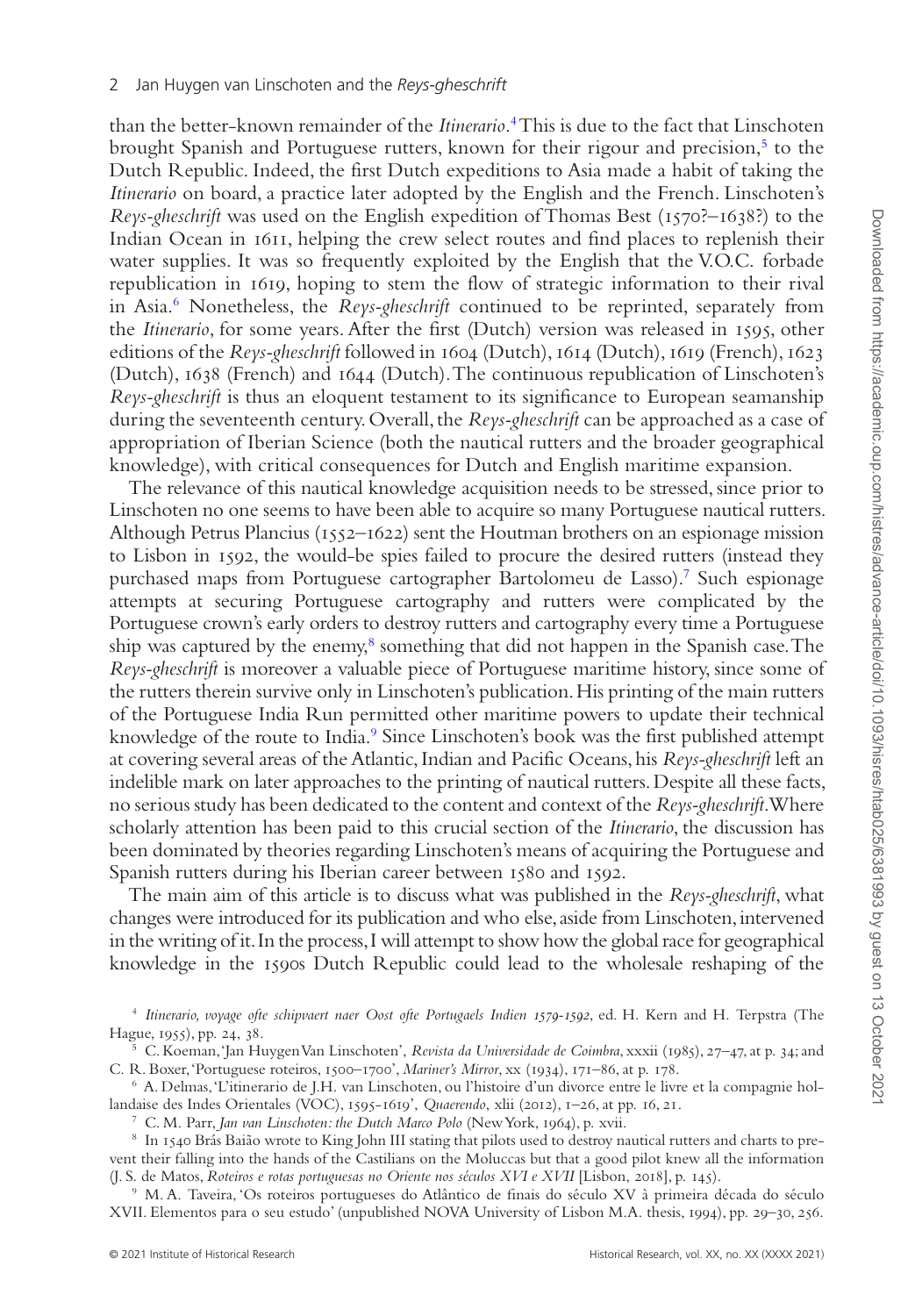than the better-known remainder of the *Itinerario*.[4] This is due to the fact that Linschoten brought Spanish and Portuguese rutters, known for their rigour and precision,[5] to the Dutch Republic. Indeed, the first Dutch expeditions to Asia made a habit of taking the *Itinerario* on board, a practice later adopted by the English and the French. Linschoten's *Reys-gheschrift* was used on the English expedition of Thomas Best (1570?–1638?) to the Indian Ocean in 1611, helping the crew select routes and find places to replenish their water supplies. It was so frequently exploited by the English that the V.O.C. forbade republication in 1619, hoping to stem the flow of strategic information to their rival in Asia.[6] Nonetheless, the *Reys-gheschrift* continued to be reprinted, separately from the *Itinerario*, for some years. After the first (Dutch) version was released in 1595, other editions of the *Reys-gheschrift* followed in 1604 (Dutch), 1614 (Dutch), 1619 (French), 1623 (Dutch), 1638 (French) and 1644 (Dutch). The continuous republication of Linschoten's *Reys-gheschrift* is thus an eloquent testament to its significance to European seamanship during the seventeenth century. Overall, the *Reys-gheschrift* can be approached as a case of appropriation of Iberian Science (both the nautical rutters and the broader geographical knowledge), with critical consequences for Dutch and English maritime expansion.

The relevance of this nautical knowledge acquisition needs to be stressed, since prior to Linschoten no one seems to have been able to acquire so many Portuguese nautical rutters. Although Petrus Plancius (1552–1622) sent the Houtman brothers on an espionage mission to Lisbon in 1592, the would-be spies failed to procure the desired rutters (instead they purchased maps from Portuguese cartographer Bartolomeu de Lasso).[7] Such espionage attempts at securing Portuguese cartography and rutters were complicated by the Portuguese crown's early orders to destroy rutters and cartography every time a Portuguese ship was captured by the enemy,[8] something that did not happen in the Spanish case. The *Reys-gheschrift* is moreover a valuable piece of Portuguese maritime history, since some of the rutters therein survive only in Linschoten's publication. His printing of the main rutters of the Portuguese India Run permitted other maritime powers to update their technical knowledge of the route to India.[9] Since Linschoten's book was the first published attempt at covering several areas of the Atlantic, Indian and Pacific Oceans, his *Reys-gheschrift* left an indelible mark on later approaches to the printing of nautical rutters. Despite all these facts, no serious study has been dedicated to the content and context of the *Reys-gheschrift*. Where scholarly attention has been paid to this crucial section of the *Itinerario*, the discussion has been dominated by theories regarding Linschoten's means of acquiring the Portuguese and Spanish rutters during his Iberian career between 1580 and 1592.

The main aim of this article is to discuss what was published in the *Reys-gheschrift*, what changes were introduced for its publication and who else, aside from Linschoten, intervened in the writing of it. In the process, I will attempt to show how the global race for geographical knowledge in the 1590s Dutch Republic could lead to the wholesale reshaping of the

[4] *Itinerario, voyage ofte schipvaert naer Oost ofte Portugaels Indien 1579-1592*, ed. H. Kern and H. Terpstra (The Hague, 1955), pp. 24, 38.

[5] C. Koeman, 'Jan Huygen Van Linschoten', *Revista da Universidade de Coimbra*, xxxii (1985), 27–47, at p. 34; and C. R. Boxer, 'Portuguese roteiros, 1500–1700', *Mariner's Mirror*, xx (1934), 171–86, at p. 178.

[6] A. Delmas, 'L'itinerario de J.H. van Linschoten, ou l'histoire d'un divorce entre le livre et la compagnie hollandaise des Indes Orientales (VOC), 1595-1619', *Quaerendo*, xlii (2012), 1–26, at pp. 16, 21.

[7] C. M. Parr, *Jan van Linschoten: the Dutch Marco Polo* (New York, 1964), p. xvii.

[8] In 1540 Brás Baião wrote to King John III stating that pilots used to destroy nautical rutters and charts to prevent their falling into the hands of the Castilians on the Moluccas but that a good pilot knew all the information (J. S. de Matos, *Roteiros e rotas portuguesas no Oriente nos séculos XVI e XVII* [Lisbon, 2018], p. 145).

[9] M. A. Taveira, 'Os roteiros portugueses do Atlântico de finais do século XV à primeira década do século XVII. Elementos para o seu estudo' (unpublished NOVA University of Lisbon M.A. thesis, 1994), pp. 29–30, 256.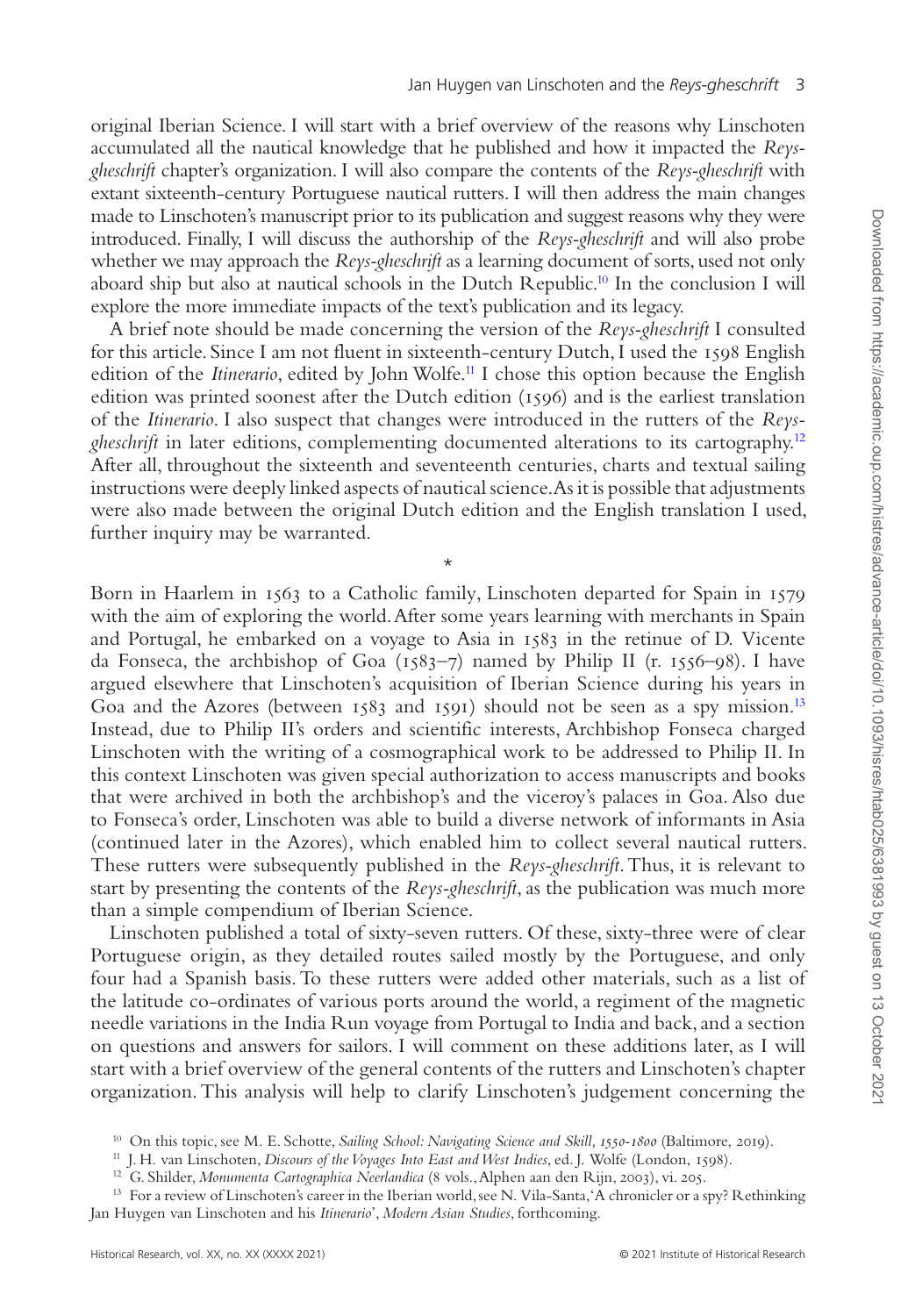original Iberian Science. I will start with a brief overview of the reasons why Linschoten accumulated all the nautical knowledge that he published and how it impacted the *Reys-gheschrift* chapter's organization. I will also compare the contents of the *Reys-gheschrift* with extant sixteenth-century Portuguese nautical rutters. I will then address the main changes made to Linschoten's manuscript prior to its publication and suggest reasons why they were introduced. Finally, I will discuss the authorship of the *Reys-gheschrift* and will also probe whether we may approach the *Reys-gheschrift* as a learning document of sorts, used not only aboard ship but also at nautical schools in the Dutch Republic.[10] In the conclusion I will explore the more immediate impacts of the text's publication and its legacy.

A brief note should be made concerning the version of the *Reys-gheschrift* I consulted for this article. Since I am not fluent in sixteenth-century Dutch, I used the 1598 English edition of the *Itinerario*, edited by John Wolfe.[11] I chose this option because the English edition was printed soonest after the Dutch edition (1596) and is the earliest translation of the *Itinerario*. I also suspect that changes were introduced in the rutters of the *Reys-gheschrift* in later editions, complementing documented alterations to its cartography.[12] After all, throughout the sixteenth and seventeenth centuries, charts and textual sailing instructions were deeply linked aspects of nautical science. As it is possible that adjustments were also made between the original Dutch edition and the English translation I used, further inquiry may be warranted.

*

Born in Haarlem in 1563 to a Catholic family, Linschoten departed for Spain in 1579 with the aim of exploring the world. After some years learning with merchants in Spain and Portugal, he embarked on a voyage to Asia in 1583 in the retinue of D. Vicente da Fonseca, the archbishop of Goa (1583–7) named by Philip II (r. 1556–98). I have argued elsewhere that Linschoten's acquisition of Iberian Science during his years in Goa and the Azores (between 1583 and 1591) should not be seen as a spy mission.[13] Instead, due to Philip II's orders and scientific interests, Archbishop Fonseca charged Linschoten with the writing of a cosmographical work to be addressed to Philip II. In this context Linschoten was given special authorization to access manuscripts and books that were archived in both the archbishop's and the viceroy's palaces in Goa. Also due to Fonseca's order, Linschoten was able to build a diverse network of informants in Asia (continued later in the Azores), which enabled him to collect several nautical rutters. These rutters were subsequently published in the *Reys-gheschrift*. Thus, it is relevant to start by presenting the contents of the *Reys-gheschrift*, as the publication was much more than a simple compendium of Iberian Science.

Linschoten published a total of sixty-seven rutters. Of these, sixty-three were of clear Portuguese origin, as they detailed routes sailed mostly by the Portuguese, and only four had a Spanish basis. To these rutters were added other materials, such as a list of the latitude co-ordinates of various ports around the world, a regiment of the magnetic needle variations in the India Run voyage from Portugal to India and back, and a section on questions and answers for sailors. I will comment on these additions later, as I will start with a brief overview of the general contents of the rutters and Linschoten's chapter organization. This analysis will help to clarify Linschoten's judgement concerning the

[10] On this topic, see M. E. Schotte, *Sailing School: Navigating Science and Skill, 1550-1800* (Baltimore, 2019).

[11] J. H. van Linschoten, *Discours of the Voyages Into East and West Indies*, ed. J. Wolfe (London, 1598).

[12] G. Shilder, *Monumenta Cartographica Neerlandica* (8 vols., Alphen aan den Rijn, 2003), vi. 205.

[13] For a review of Linschoten's career in the Iberian world, see N. Vila-Santa, 'A chronicler or a spy? Rethinking Jan Huygen van Linschoten and his *Itinerario*', *Modern Asian Studies*, forthcoming.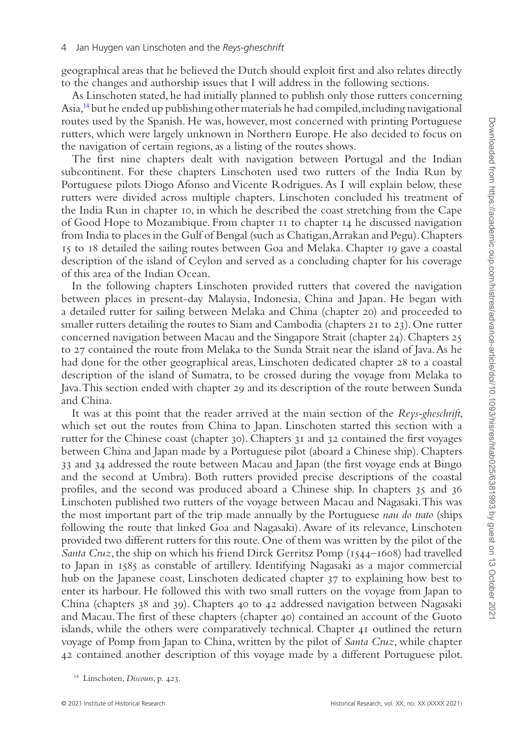geographical areas that he believed the Dutch should exploit first and also relates directly to the changes and authorship issues that I will address in the following sections.

As Linschoten stated, he had initially planned to publish only those rutters concerning Asia,[14] but he ended up publishing other materials he had compiled, including navigational routes used by the Spanish. He was, however, most concerned with printing Portuguese rutters, which were largely unknown in Northern Europe. He also decided to focus on the navigation of certain regions, as a listing of the routes shows.

The first nine chapters dealt with navigation between Portugal and the Indian subcontinent. For these chapters Linschoten used two rutters of the India Run by Portuguese pilots Diogo Afonso and Vicente Rodrigues. As I will explain below, these rutters were divided across multiple chapters. Linschoten concluded his treatment of the India Run in chapter 10, in which he described the coast stretching from the Cape of Good Hope to Mozambique. From chapter 11 to chapter 14 he discussed navigation from India to places in the Gulf of Bengal (such as Chatigan, Arrakan and Pegu). Chapters 15 to 18 detailed the sailing routes between Goa and Melaka. Chapter 19 gave a coastal description of the island of Ceylon and served as a concluding chapter for his coverage of this area of the Indian Ocean.

In the following chapters Linschoten provided rutters that covered the navigation between places in present-day Malaysia, Indonesia, China and Japan. He began with a detailed rutter for sailing between Melaka and China (chapter 20) and proceeded to smaller rutters detailing the routes to Siam and Cambodia (chapters 21 to 23). One rutter concerned navigation between Macau and the Singapore Strait (chapter 24). Chapters 25 to 27 contained the route from Melaka to the Sunda Strait near the island of Java. As he had done for the other geographical areas, Linschoten dedicated chapter 28 to a coastal description of the island of Sumatra, to be crossed during the voyage from Melaka to Java. This section ended with chapter 29 and its description of the route between Sunda and China.

It was at this point that the reader arrived at the main section of the *Reys-gheschrift*, which set out the routes from China to Japan. Linschoten started this section with a rutter for the Chinese coast (chapter 30). Chapters 31 and 32 contained the first voyages between China and Japan made by a Portuguese pilot (aboard a Chinese ship). Chapters 33 and 34 addressed the route between Macau and Japan (the first voyage ends at Bingo and the second at Umbra). Both rutters provided precise descriptions of the coastal profiles, and the second was produced aboard a Chinese ship. In chapters 35 and 36 Linschoten published two rutters of the voyage between Macau and Nagasaki. This was the most important part of the trip made annually by the Portuguese *nau do trato* (ships following the route that linked Goa and Nagasaki). Aware of its relevance, Linschoten provided two different rutters for this route. One of them was written by the pilot of the *Santa Cruz*, the ship on which his friend Dirck Gerritsz Pomp (1544–1608) had travelled to Japan in 1585 as constable of artillery. Identifying Nagasaki as a major commercial hub on the Japanese coast, Linschoten dedicated chapter 37 to explaining how best to enter its harbour. He followed this with two small rutters on the voyage from Japan to China (chapters 38 and 39). Chapters 40 to 42 addressed navigation between Nagasaki and Macau. The first of these chapters (chapter 40) contained an account of the Guoto islands, while the others were comparatively technical. Chapter 41 outlined the return voyage of Pomp from Japan to China, written by the pilot of *Santa Cruz*, while chapter 42 contained another description of this voyage made by a different Portuguese pilot.

[14] Linschoten, *Discours*, p. 423.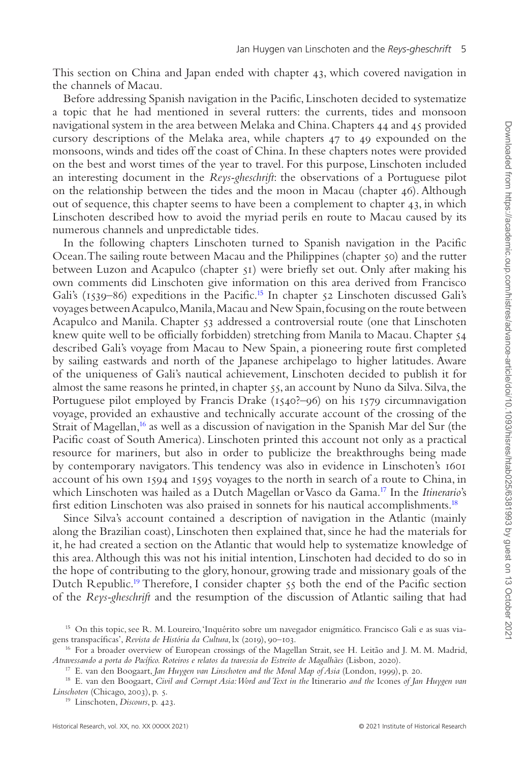This section on China and Japan ended with chapter 43, which covered navigation in the channels of Macau.

Before addressing Spanish navigation in the Pacific, Linschoten decided to systematize a topic that he had mentioned in several rutters: the currents, tides and monsoon navigational system in the area between Melaka and China. Chapters 44 and 45 provided cursory descriptions of the Melaka area, while chapters 47 to 49 expounded on the monsoons, winds and tides off the coast of China. In these chapters notes were provided on the best and worst times of the year to travel. For this purpose, Linschoten included an interesting document in the *Reys-gheschrift*: the observations of a Portuguese pilot on the relationship between the tides and the moon in Macau (chapter 46). Although out of sequence, this chapter seems to have been a complement to chapter 43, in which Linschoten described how to avoid the myriad perils en route to Macau caused by its numerous channels and unpredictable tides.

In the following chapters Linschoten turned to Spanish navigation in the Pacific Ocean. The sailing route between Macau and the Philippines (chapter 50) and the rutter between Luzon and Acapulco (chapter 51) were briefly set out. Only after making his own comments did Linschoten give information on this area derived from Francisco Gali's (1539–86) expeditions in the Pacific.[15] In chapter 52 Linschoten discussed Gali's voyages between Acapulco, Manila, Macau and New Spain, focusing on the route between Acapulco and Manila. Chapter 53 addressed a controversial route (one that Linschoten knew quite well to be officially forbidden) stretching from Manila to Macau. Chapter 54 described Gali's voyage from Macau to New Spain, a pioneering route first completed by sailing eastwards and north of the Japanese archipelago to higher latitudes. Aware of the uniqueness of Gali's nautical achievement, Linschoten decided to publish it for almost the same reasons he printed, in chapter 55, an account by Nuno da Silva. Silva, the Portuguese pilot employed by Francis Drake (1540?–96) on his 1579 circumnavigation voyage, provided an exhaustive and technically accurate account of the crossing of the Strait of Magellan,[16] as well as a discussion of navigation in the Spanish Mar del Sur (the Pacific coast of South America). Linschoten printed this account not only as a practical resource for mariners, but also in order to publicize the breakthroughs being made by contemporary navigators. This tendency was also in evidence in Linschoten's 1601 account of his own 1594 and 1595 voyages to the north in search of a route to China, in which Linschoten was hailed as a Dutch Magellan or Vasco da Gama.[17] In the *Itinerario*'s first edition Linschoten was also praised in sonnets for his nautical accomplishments.[18]

Since Silva's account contained a description of navigation in the Atlantic (mainly along the Brazilian coast), Linschoten then explained that, since he had the materials for it, he had created a section on the Atlantic that would help to systematize knowledge of this area. Although this was not his initial intention, Linschoten had decided to do so in the hope of contributing to the glory, honour, growing trade and missionary goals of the Dutch Republic.[19] Therefore, I consider chapter 55 both the end of the Pacific section of the *Reys-gheschrift* and the resumption of the discussion of Atlantic sailing that had

---

[15] On this topic, see R. M. Loureiro, 'Inquérito sobre um navegador enigmático. Francisco Gali e as suas viagens transpacíficas', *Revista de História da Cultura*, lx (2019), 90–103.

[16] For a broader overview of European crossings of the Magellan Strait, see H. Leitão and J. M. M. Madrid, *Atravessando a porta do Pacífico. Roteiros e relatos da travessia do Estreito de Magalhães* (Lisbon, 2020).

[17] E. van den Boogaart, *Jan Huygen van Linschoten and the Moral Map of Asia* (London, 1999), p. 20.

[18] E. van den Boogaart, *Civil and Corrupt Asia: Word and Text in the* Itinerario *and the* Icones *of Jan Huygen van Linschoten* (Chicago, 2003), p. 5.

[19] Linschoten, *Discours*, p. 423.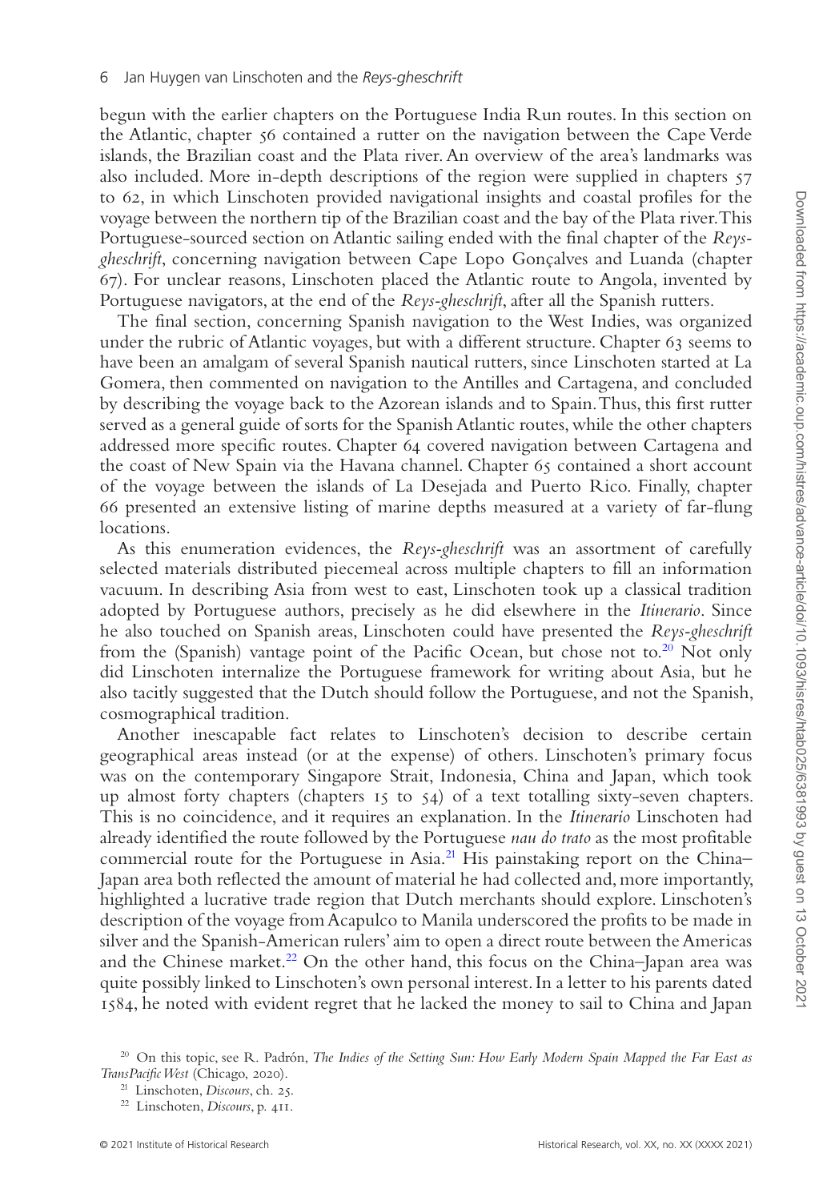begun with the earlier chapters on the Portuguese India Run routes. In this section on the Atlantic, chapter 56 contained a rutter on the navigation between the Cape Verde islands, the Brazilian coast and the Plata river. An overview of the area's landmarks was also included. More in-depth descriptions of the region were supplied in chapters 57 to 62, in which Linschoten provided navigational insights and coastal profiles for the voyage between the northern tip of the Brazilian coast and the bay of the Plata river. This Portuguese-sourced section on Atlantic sailing ended with the final chapter of the *Reys-gheschrift*, concerning navigation between Cape Lopo Gonçalves and Luanda (chapter 67). For unclear reasons, Linschoten placed the Atlantic route to Angola, invented by Portuguese navigators, at the end of the *Reys-gheschrift*, after all the Spanish rutters.

The final section, concerning Spanish navigation to the West Indies, was organized under the rubric of Atlantic voyages, but with a different structure. Chapter 63 seems to have been an amalgam of several Spanish nautical rutters, since Linschoten started at La Gomera, then commented on navigation to the Antilles and Cartagena, and concluded by describing the voyage back to the Azorean islands and to Spain. Thus, this first rutter served as a general guide of sorts for the Spanish Atlantic routes, while the other chapters addressed more specific routes. Chapter 64 covered navigation between Cartagena and the coast of New Spain via the Havana channel. Chapter 65 contained a short account of the voyage between the islands of La Desejada and Puerto Rico. Finally, chapter 66 presented an extensive listing of marine depths measured at a variety of far-flung locations.

As this enumeration evidences, the *Reys-gheschrift* was an assortment of carefully selected materials distributed piecemeal across multiple chapters to fill an information vacuum. In describing Asia from west to east, Linschoten took up a classical tradition adopted by Portuguese authors, precisely as he did elsewhere in the *Itinerario*. Since he also touched on Spanish areas, Linschoten could have presented the *Reys-gheschrift* from the (Spanish) vantage point of the Pacific Ocean, but chose not to.[20] Not only did Linschoten internalize the Portuguese framework for writing about Asia, but he also tacitly suggested that the Dutch should follow the Portuguese, and not the Spanish, cosmographical tradition.

Another inescapable fact relates to Linschoten's decision to describe certain geographical areas instead (or at the expense) of others. Linschoten's primary focus was on the contemporary Singapore Strait, Indonesia, China and Japan, which took up almost forty chapters (chapters 15 to 54) of a text totalling sixty-seven chapters. This is no coincidence, and it requires an explanation. In the *Itinerario* Linschoten had already identified the route followed by the Portuguese *nau do trato* as the most profitable commercial route for the Portuguese in Asia.[21] His painstaking report on the China–Japan area both reflected the amount of material he had collected and, more importantly, highlighted a lucrative trade region that Dutch merchants should explore. Linschoten's description of the voyage from Acapulco to Manila underscored the profits to be made in silver and the Spanish-American rulers' aim to open a direct route between the Americas and the Chinese market.[22] On the other hand, this focus on the China–Japan area was quite possibly linked to Linschoten's own personal interest. In a letter to his parents dated 1584, he noted with evident regret that he lacked the money to sail to China and Japan

[20] On this topic, see R. Padrón, *The Indies of the Setting Sun: How Early Modern Spain Mapped the Far East as TransPacific West* (Chicago, 2020).

[21] Linschoten, *Discours*, ch. 25.

[22] Linschoten, *Discours*, p. 411.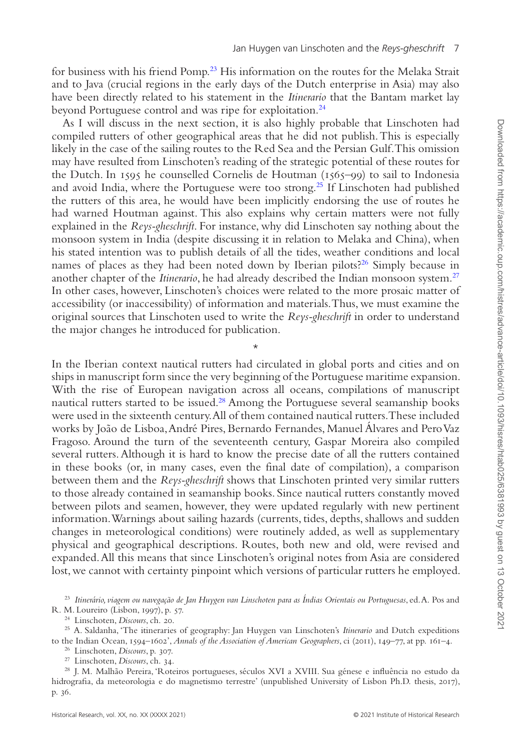for business with his friend Pomp.[23] His information on the routes for the Melaka Strait and to Java (crucial regions in the early days of the Dutch enterprise in Asia) may also have been directly related to his statement in the *Itinerario* that the Bantam market lay beyond Portuguese control and was ripe for exploitation.[24]

As I will discuss in the next section, it is also highly probable that Linschoten had compiled rutters of other geographical areas that he did not publish. This is especially likely in the case of the sailing routes to the Red Sea and the Persian Gulf. This omission may have resulted from Linschoten's reading of the strategic potential of these routes for the Dutch. In 1595 he counselled Cornelis de Houtman (1565–99) to sail to Indonesia and avoid India, where the Portuguese were too strong.[25] If Linschoten had published the rutters of this area, he would have been implicitly endorsing the use of routes he had warned Houtman against. This also explains why certain matters were not fully explained in the *Reys-gheschrift*. For instance, why did Linschoten say nothing about the monsoon system in India (despite discussing it in relation to Melaka and China), when his stated intention was to publish details of all the tides, weather conditions and local names of places as they had been noted down by Iberian pilots?[26] Simply because in another chapter of the *Itinerario*, he had already described the Indian monsoon system.[27] In other cases, however, Linschoten's choices were related to the more prosaic matter of accessibility (or inaccessibility) of information and materials. Thus, we must examine the original sources that Linschoten used to write the *Reys-gheschrift* in order to understand the major changes he introduced for publication.

*

In the Iberian context nautical rutters had circulated in global ports and cities and on ships in manuscript form since the very beginning of the Portuguese maritime expansion. With the rise of European navigation across all oceans, compilations of manuscript nautical rutters started to be issued.[28] Among the Portuguese several seamanship books were used in the sixteenth century. All of them contained nautical rutters. These included works by João de Lisboa, André Pires, Bernardo Fernandes, Manuel Álvares and Pero Vaz Fragoso. Around the turn of the seventeenth century, Gaspar Moreira also compiled several rutters. Although it is hard to know the precise date of all the rutters contained in these books (or, in many cases, even the final date of compilation), a comparison between them and the *Reys-gheschrift* shows that Linschoten printed very similar rutters to those already contained in seamanship books. Since nautical rutters constantly moved between pilots and seamen, however, they were updated regularly with new pertinent information. Warnings about sailing hazards (currents, tides, depths, shallows and sudden changes in meteorological conditions) were routinely added, as well as supplementary physical and geographical descriptions. Routes, both new and old, were revised and expanded. All this means that since Linschoten's original notes from Asia are considered lost, we cannot with certainty pinpoint which versions of particular rutters he employed.

[23] *Itinerário, viagem ou navegação de Jan Huygen van Linschoten para as Índias Orientais ou Portuguesas*, ed. A. Pos and R. M. Loureiro (Lisbon, 1997), p. 57.

[24] Linschoten, *Discours*, ch. 20.

[25] A. Saldanha, 'The itineraries of geography: Jan Huygen van Linschoten's *Itinerario* and Dutch expeditions to the Indian Ocean, 1594–1602', *Annals of the Association of American Geographers*, ci (2011), 149–77, at pp. 161–4.

[26] Linschoten, *Discours*, p. 307.

[27] Linschoten, *Discours*, ch. 34.

[28] J. M. Malhão Pereira, 'Roteiros portugueses, séculos XVI a XVIII. Sua génese e influência no estudo da hidrografia, da meteorologia e do magnetismo terrestre' (unpublished University of Lisbon Ph.D. thesis, 2017), p. 36.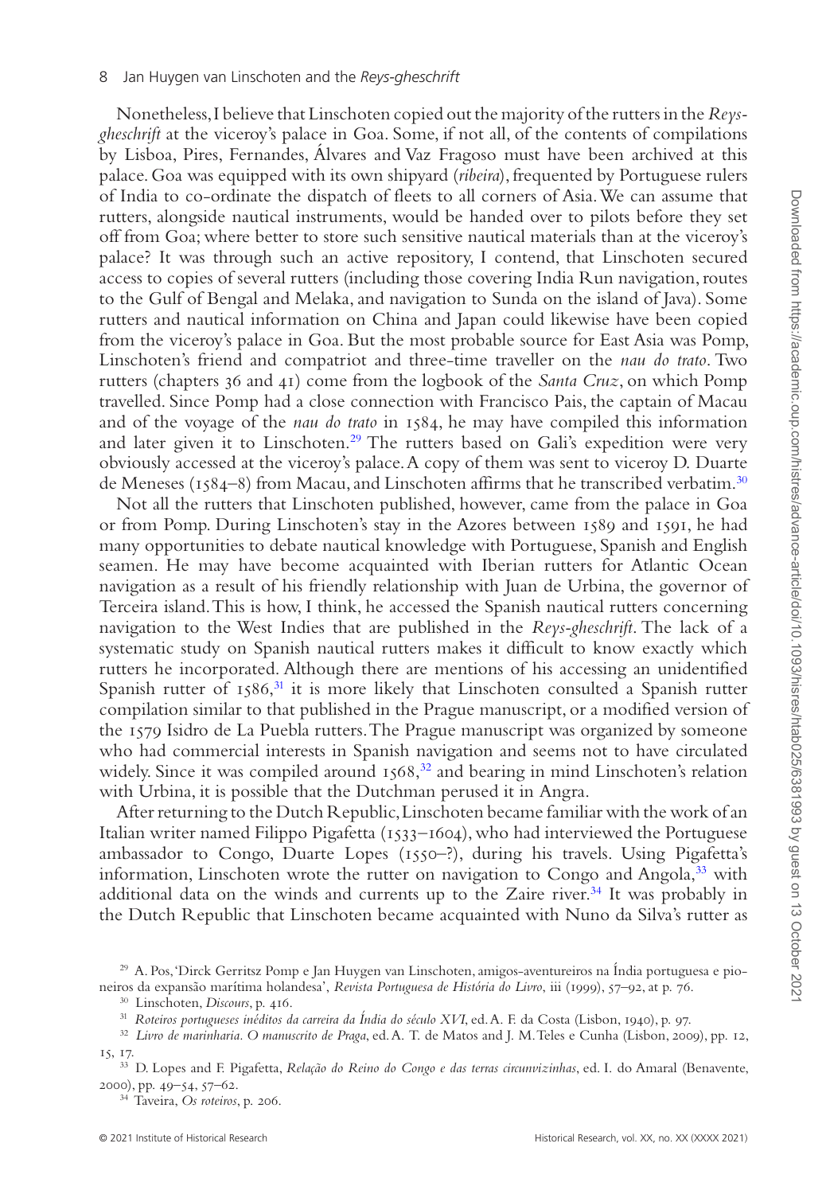Nonetheless, I believe that Linschoten copied out the majority of the rutters in the *Reys-gheschrift* at the viceroy's palace in Goa. Some, if not all, of the contents of compilations by Lisboa, Pires, Fernandes, Álvares and Vaz Fragoso must have been archived at this palace. Goa was equipped with its own shipyard (*ribeira*), frequented by Portuguese rulers of India to co-ordinate the dispatch of fleets to all corners of Asia. We can assume that rutters, alongside nautical instruments, would be handed over to pilots before they set off from Goa; where better to store such sensitive nautical materials than at the viceroy's palace? It was through such an active repository, I contend, that Linschoten secured access to copies of several rutters (including those covering India Run navigation, routes to the Gulf of Bengal and Melaka, and navigation to Sunda on the island of Java). Some rutters and nautical information on China and Japan could likewise have been copied from the viceroy's palace in Goa. But the most probable source for East Asia was Pomp, Linschoten's friend and compatriot and three-time traveller on the *nau do trato*. Two rutters (chapters 36 and 41) come from the logbook of the *Santa Cruz*, on which Pomp travelled. Since Pomp had a close connection with Francisco Pais, the captain of Macau and of the voyage of the *nau do trato* in 1584, he may have compiled this information and later given it to Linschoten.[29] The rutters based on Gali's expedition were very obviously accessed at the viceroy's palace. A copy of them was sent to viceroy D. Duarte de Meneses (1584–8) from Macau, and Linschoten affirms that he transcribed verbatim.[30]

Not all the rutters that Linschoten published, however, came from the palace in Goa or from Pomp. During Linschoten's stay in the Azores between 1589 and 1591, he had many opportunities to debate nautical knowledge with Portuguese, Spanish and English seamen. He may have become acquainted with Iberian rutters for Atlantic Ocean navigation as a result of his friendly relationship with Juan de Urbina, the governor of Terceira island. This is how, I think, he accessed the Spanish nautical rutters concerning navigation to the West Indies that are published in the *Reys-gheschrift*. The lack of a systematic study on Spanish nautical rutters makes it difficult to know exactly which rutters he incorporated. Although there are mentions of his accessing an unidentified Spanish rutter of 1586,[31] it is more likely that Linschoten consulted a Spanish rutter compilation similar to that published in the Prague manuscript, or a modified version of the 1579 Isidro de La Puebla rutters. The Prague manuscript was organized by someone who had commercial interests in Spanish navigation and seems not to have circulated widely. Since it was compiled around 1568,[32] and bearing in mind Linschoten's relation with Urbina, it is possible that the Dutchman perused it in Angra.

After returning to the Dutch Republic, Linschoten became familiar with the work of an Italian writer named Filippo Pigafetta (1533–1604), who had interviewed the Portuguese ambassador to Congo, Duarte Lopes (1550–?), during his travels. Using Pigafetta's information, Linschoten wrote the rutter on navigation to Congo and Angola,[33] with additional data on the winds and currents up to the Zaire river.[34] It was probably in the Dutch Republic that Linschoten became acquainted with Nuno da Silva's rutter as

---

[29] A. Pos, 'Dirck Gerritsz Pomp e Jan Huygen van Linschoten, amigos-aventureiros na Índia portuguesa e pioneiros da expansão marítima holandesa', *Revista Portuguesa de História do Livro*, iii (1999), 57–92, at p. 76.

[30] Linschoten, *Discours*, p. 416.

[31] *Roteiros portugueses inéditos da carreira da Índia do século XVI*, ed. A. F. da Costa (Lisbon, 1940), p. 97.

[32] *Livro de marinharia. O manuscrito de Praga*, ed. A. T. de Matos and J. M. Teles e Cunha (Lisbon, 2009), pp. 12, 15, 17.

[33] D. Lopes and F. Pigafetta, *Relação do Reino do Congo e das terras circunvizinhas*, ed. I. do Amaral (Benavente, 2000), pp. 49–54, 57–62.

[34] Taveira, *Os roteiros*, p. 206.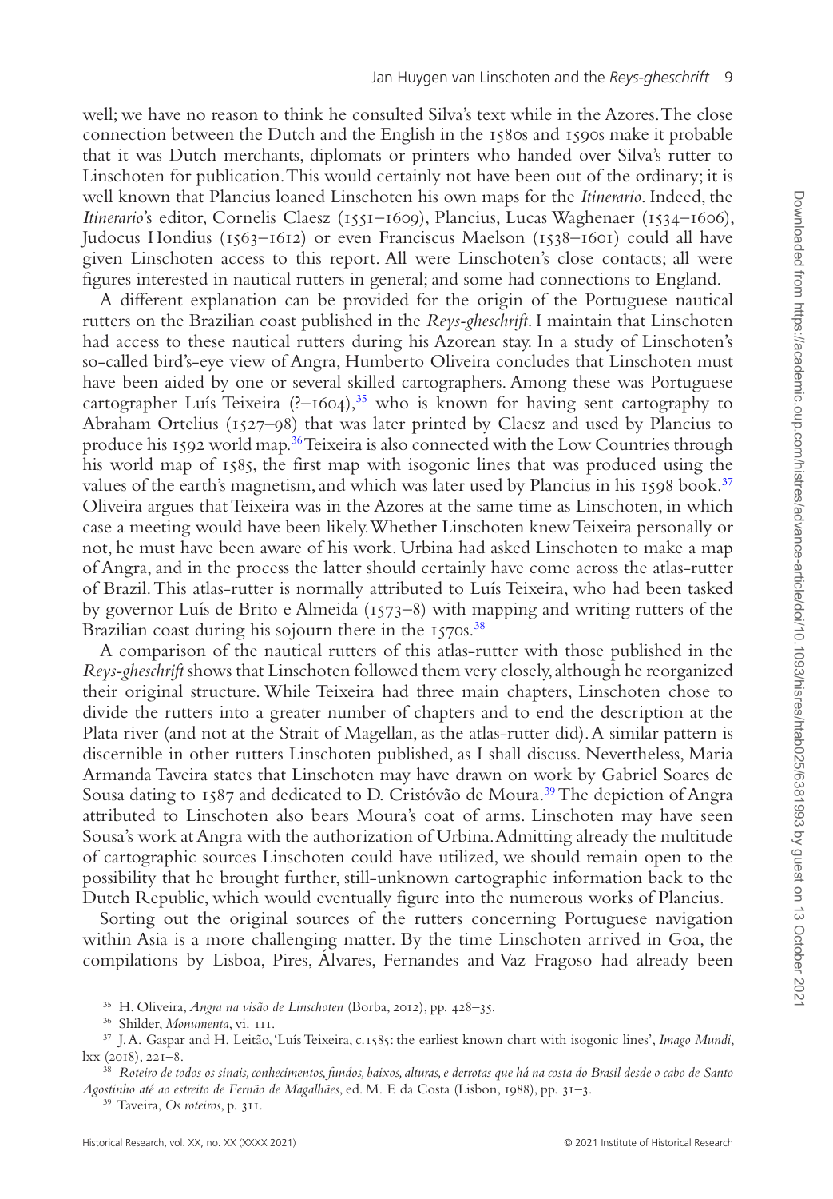well; we have no reason to think he consulted Silva's text while in the Azores. The close connection between the Dutch and the English in the 1580s and 1590s make it probable that it was Dutch merchants, diplomats or printers who handed over Silva's rutter to Linschoten for publication. This would certainly not have been out of the ordinary; it is well known that Plancius loaned Linschoten his own maps for the *Itinerario*. Indeed, the *Itinerario*'s editor, Cornelis Claesz (1551–1609), Plancius, Lucas Waghenaer (1534–1606), Judocus Hondius (1563–1612) or even Franciscus Maelson (1538–1601) could all have given Linschoten access to this report. All were Linschoten's close contacts; all were figures interested in nautical rutters in general; and some had connections to England.

A different explanation can be provided for the origin of the Portuguese nautical rutters on the Brazilian coast published in the *Reys-gheschrift*. I maintain that Linschoten had access to these nautical rutters during his Azorean stay. In a study of Linschoten's so-called bird's-eye view of Angra, Humberto Oliveira concludes that Linschoten must have been aided by one or several skilled cartographers. Among these was Portuguese cartographer Luís Teixeira (?–1604),[35] who is known for having sent cartography to Abraham Ortelius (1527–98) that was later printed by Claesz and used by Plancius to produce his 1592 world map.[36] Teixeira is also connected with the Low Countries through his world map of 1585, the first map with isogonic lines that was produced using the values of the earth's magnetism, and which was later used by Plancius in his 1598 book.[37] Oliveira argues that Teixeira was in the Azores at the same time as Linschoten, in which case a meeting would have been likely. Whether Linschoten knew Teixeira personally or not, he must have been aware of his work. Urbina had asked Linschoten to make a map of Angra, and in the process the latter should certainly have come across the atlas-rutter of Brazil. This atlas-rutter is normally attributed to Luís Teixeira, who had been tasked by governor Luís de Brito e Almeida (1573–8) with mapping and writing rutters of the Brazilian coast during his sojourn there in the 1570s.[38]

A comparison of the nautical rutters of this atlas-rutter with those published in the *Reys-gheschrift* shows that Linschoten followed them very closely, although he reorganized their original structure. While Teixeira had three main chapters, Linschoten chose to divide the rutters into a greater number of chapters and to end the description at the Plata river (and not at the Strait of Magellan, as the atlas-rutter did). A similar pattern is discernible in other rutters Linschoten published, as I shall discuss. Nevertheless, Maria Armanda Taveira states that Linschoten may have drawn on work by Gabriel Soares de Sousa dating to 1587 and dedicated to D. Cristóvão de Moura.[39] The depiction of Angra attributed to Linschoten also bears Moura's coat of arms. Linschoten may have seen Sousa's work at Angra with the authorization of Urbina. Admitting already the multitude of cartographic sources Linschoten could have utilized, we should remain open to the possibility that he brought further, still-unknown cartographic information back to the Dutch Republic, which would eventually figure into the numerous works of Plancius.

Sorting out the original sources of the rutters concerning Portuguese navigation within Asia is a more challenging matter. By the time Linschoten arrived in Goa, the compilations by Lisboa, Pires, Álvares, Fernandes and Vaz Fragoso had already been

[35] H. Oliveira, *Angra na visão de Linschoten* (Borba, 2012), pp. 428–35.

[36] Shilder, *Monumenta*, vi. 111.

[37] J. A. Gaspar and H. Leitão, 'Luís Teixeira, c.1585: the earliest known chart with isogonic lines', *Imago Mundi*, lxx (2018), 221–8.

[38] *Roteiro de todos os sinais, conhecimentos, fundos, baixos, alturas, e derrotas que há na costa do Brasil desde o cabo de Santo Agostinho até ao estreito de Fernão de Magalhães*, ed. M. F. da Costa (Lisbon, 1988), pp. 31–3.

[39] Taveira, *Os roteiros*, p. 311.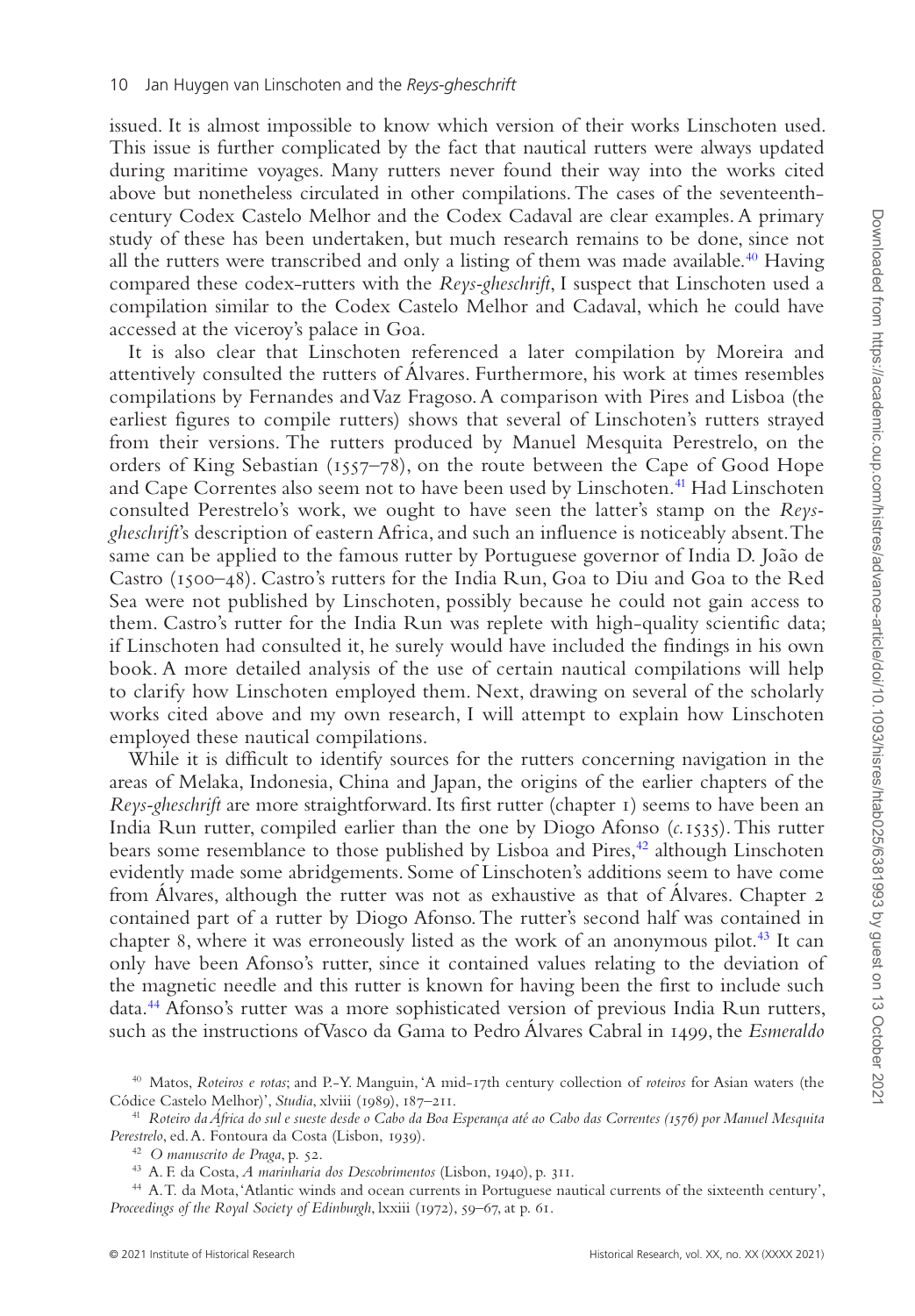issued. It is almost impossible to know which version of their works Linschoten used. This issue is further complicated by the fact that nautical rutters were always updated during maritime voyages. Many rutters never found their way into the works cited above but nonetheless circulated in other compilations. The cases of the seventeenth-century Codex Castelo Melhor and the Codex Cadaval are clear examples. A primary study of these has been undertaken, but much research remains to be done, since not all the rutters were transcribed and only a listing of them was made available.[40] Having compared these codex-rutters with the *Reys-gheschrift*, I suspect that Linschoten used a compilation similar to the Codex Castelo Melhor and Cadaval, which he could have accessed at the viceroy's palace in Goa.

It is also clear that Linschoten referenced a later compilation by Moreira and attentively consulted the rutters of Álvares. Furthermore, his work at times resembles compilations by Fernandes and Vaz Fragoso. A comparison with Pires and Lisboa (the earliest figures to compile rutters) shows that several of Linschoten's rutters strayed from their versions. The rutters produced by Manuel Mesquita Perestrelo, on the orders of King Sebastian (1557–78), on the route between the Cape of Good Hope and Cape Correntes also seem not to have been used by Linschoten.[41] Had Linschoten consulted Perestrelo's work, we ought to have seen the latter's stamp on the *Reys-gheschrift*'s description of eastern Africa, and such an influence is noticeably absent. The same can be applied to the famous rutter by Portuguese governor of India D. João de Castro (1500–48). Castro's rutters for the India Run, Goa to Diu and Goa to the Red Sea were not published by Linschoten, possibly because he could not gain access to them. Castro's rutter for the India Run was replete with high-quality scientific data; if Linschoten had consulted it, he surely would have included the findings in his own book. A more detailed analysis of the use of certain nautical compilations will help to clarify how Linschoten employed them. Next, drawing on several of the scholarly works cited above and my own research, I will attempt to explain how Linschoten employed these nautical compilations.

While it is difficult to identify sources for the rutters concerning navigation in the areas of Melaka, Indonesia, China and Japan, the origins of the earlier chapters of the *Reys-gheschrift* are more straightforward. Its first rutter (chapter 1) seems to have been an India Run rutter, compiled earlier than the one by Diogo Afonso (*c.*1535). This rutter bears some resemblance to those published by Lisboa and Pires,[42] although Linschoten evidently made some abridgements. Some of Linschoten's additions seem to have come from Álvares, although the rutter was not as exhaustive as that of Álvares. Chapter 2 contained part of a rutter by Diogo Afonso. The rutter's second half was contained in chapter 8, where it was erroneously listed as the work of an anonymous pilot.[43] It can only have been Afonso's rutter, since it contained values relating to the deviation of the magnetic needle and this rutter is known for having been the first to include such data.[44] Afonso's rutter was a more sophisticated version of previous India Run rutters, such as the instructions of Vasco da Gama to Pedro Álvares Cabral in 1499, the *Esmeraldo*

[40] Matos, *Roteiros e rotas*; and P.-Y. Manguin, 'A mid-17th century collection of *roteiros* for Asian waters (the Códice Castelo Melhor)', *Studia*, xlviii (1989), 187–211.

[41] *Roteiro da África do sul e sueste desde o Cabo da Boa Esperança até ao Cabo das Correntes (1576) por Manuel Mesquita Perestrelo*, ed. A. Fontoura da Costa (Lisbon, 1939).

[42] *O manuscrito de Praga*, p. 52.

[43] A. F. da Costa, *A marinharia dos Descobrimentos* (Lisbon, 1940), p. 311.

[44] A. T. da Mota, 'Atlantic winds and ocean currents in Portuguese nautical currents of the sixteenth century', *Proceedings of the Royal Society of Edinburgh*, lxxiii (1972), 59–67, at p. 61.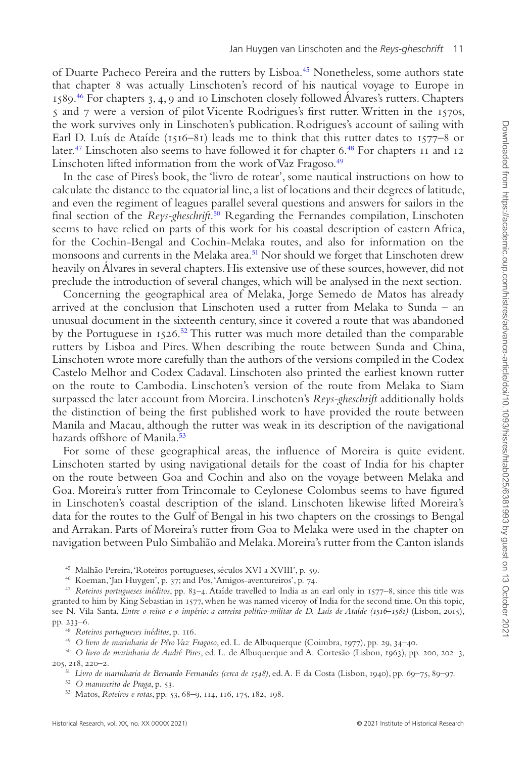of Duarte Pacheco Pereira and the rutters by Lisboa.[45] Nonetheless, some authors state that chapter 8 was actually Linschoten's record of his nautical voyage to Europe in 1589.[46] For chapters 3, 4, 9 and 10 Linschoten closely followed Álvares's rutters. Chapters 5 and 7 were a version of pilot Vicente Rodrigues's first rutter. Written in the 1570s, the work survives only in Linschoten's publication. Rodrigues's account of sailing with Earl D. Luís de Ataíde (1516–81) leads me to think that this rutter dates to 1577–8 or later.[47] Linschoten also seems to have followed it for chapter 6.[48] For chapters 11 and 12 Linschoten lifted information from the work of Vaz Fragoso.[49]

In the case of Pires's book, the 'livro de rotear', some nautical instructions on how to calculate the distance to the equatorial line, a list of locations and their degrees of latitude, and even the regiment of leagues parallel several questions and answers for sailors in the final section of the *Reys-gheschrift*.[50] Regarding the Fernandes compilation, Linschoten seems to have relied on parts of this work for his coastal description of eastern Africa, for the Cochin-Bengal and Cochin-Melaka routes, and also for information on the monsoons and currents in the Melaka area.[51] Nor should we forget that Linschoten drew heavily on Álvares in several chapters. His extensive use of these sources, however, did not preclude the introduction of several changes, which will be analysed in the next section.

Concerning the geographical area of Melaka, Jorge Semedo de Matos has already arrived at the conclusion that Linschoten used a rutter from Melaka to Sunda – an unusual document in the sixteenth century, since it covered a route that was abandoned by the Portuguese in 1526.[52] This rutter was much more detailed than the comparable rutters by Lisboa and Pires. When describing the route between Sunda and China, Linschoten wrote more carefully than the authors of the versions compiled in the Codex Castelo Melhor and Codex Cadaval. Linschoten also printed the earliest known rutter on the route to Cambodia. Linschoten's version of the route from Melaka to Siam surpassed the later account from Moreira. Linschoten's *Reys-gheschrift* additionally holds the distinction of being the first published work to have provided the route between Manila and Macau, although the rutter was weak in its description of the navigational hazards offshore of Manila.[53]

For some of these geographical areas, the influence of Moreira is quite evident. Linschoten started by using navigational details for the coast of India for his chapter on the route between Goa and Cochin and also on the voyage between Melaka and Goa. Moreira's rutter from Trincomale to Ceylonese Colombus seems to have figured in Linschoten's coastal description of the island. Linschoten likewise lifted Moreira's data for the routes to the Gulf of Bengal in his two chapters on the crossings to Bengal and Arrakan. Parts of Moreira's rutter from Goa to Melaka were used in the chapter on navigation between Pulo Simbalião and Melaka. Moreira's rutter from the Canton islands

---

[45] Malhão Pereira, 'Roteiros portugueses, séculos XVI a XVIII', p. 59.

[46] Koeman, 'Jan Huygen', p. 37; and Pos, 'Amigos-aventureiros', p. 74.

[47] *Roteiros portugueses inéditos*, pp. 83–4. Ataíde travelled to India as an earl only in 1577–8, since this title was granted to him by King Sebastian in 1577, when he was named viceroy of India for the second time. On this topic, see N. Vila-Santa, *Entre o reino e o império: a carreira político-militar de D. Luís de Ataíde (1516–1581)* (Lisbon, 2015), pp. 233–6.

[48] *Roteiros portugueses inéditos*, p. 116.

[49] *O livro de marinharia de Pêro Vaz Fragoso*, ed. L. de Albuquerque (Coimbra, 1977), pp. 29, 34–40.

[50] *O livro de marinharia de André Pires*, ed. L. de Albuquerque and A. Cortesão (Lisbon, 1963), pp. 200, 202–3, 205, 218, 220–2.

[51] *Livro de marinharia de Bernardo Fernandes (cerca de 1548)*, ed. A. F. da Costa (Lisbon, 1940), pp. 69–75, 89–97.

[52] *O manuscrito de Praga*, p. 53.

[53] Matos, *Roteiros e rotas*, pp. 53, 68–9, 114, 116, 175, 182, 198.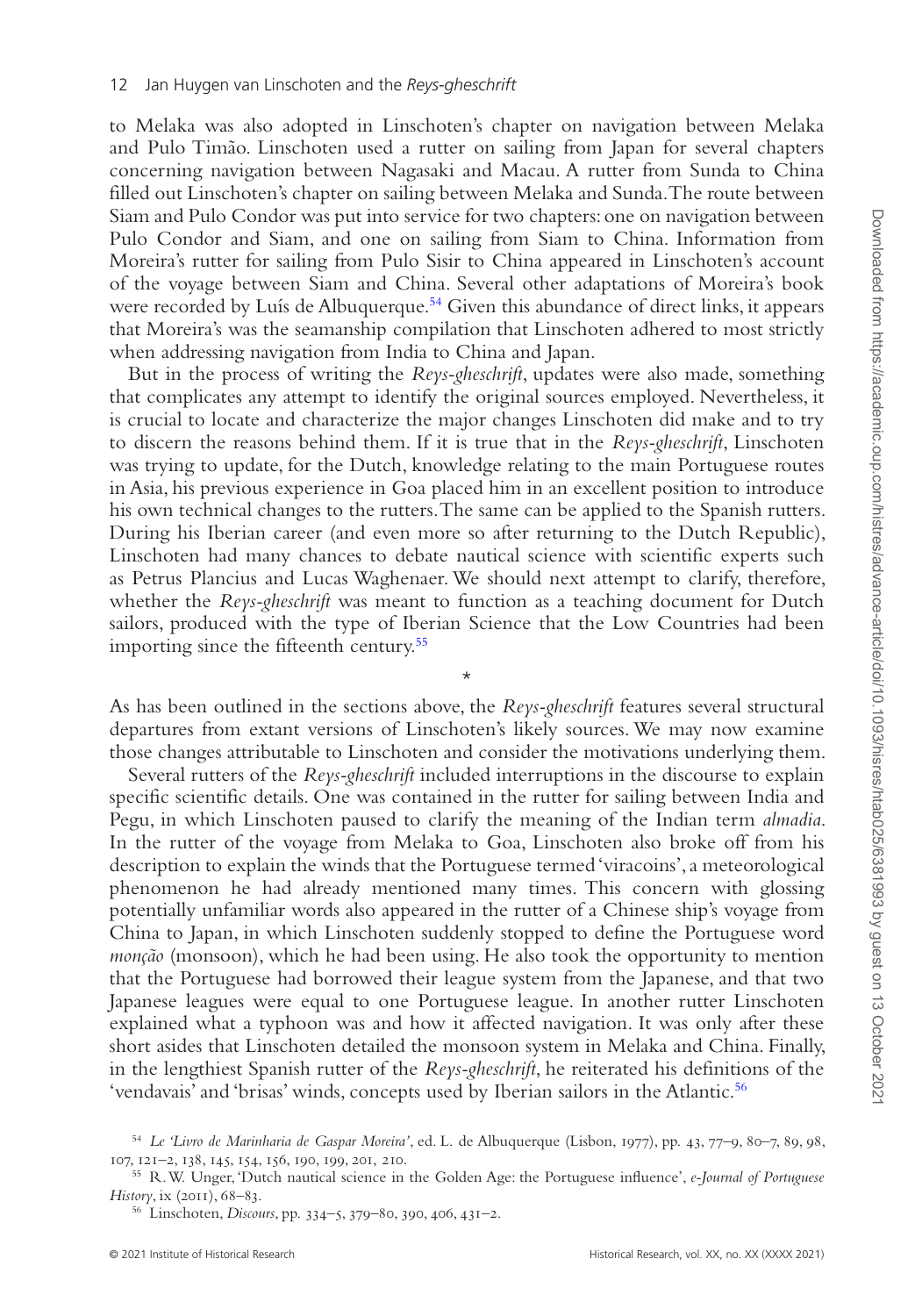to Melaka was also adopted in Linschoten's chapter on navigation between Melaka and Pulo Timão. Linschoten used a rutter on sailing from Japan for several chapters concerning navigation between Nagasaki and Macau. A rutter from Sunda to China filled out Linschoten's chapter on sailing between Melaka and Sunda. The route between Siam and Pulo Condor was put into service for two chapters: one on navigation between Pulo Condor and Siam, and one on sailing from Siam to China. Information from Moreira's rutter for sailing from Pulo Sisir to China appeared in Linschoten's account of the voyage between Siam and China. Several other adaptations of Moreira's book were recorded by Luís de Albuquerque.[54] Given this abundance of direct links, it appears that Moreira's was the seamanship compilation that Linschoten adhered to most strictly when addressing navigation from India to China and Japan.

But in the process of writing the *Reys-gheschrift*, updates were also made, something that complicates any attempt to identify the original sources employed. Nevertheless, it is crucial to locate and characterize the major changes Linschoten did make and to try to discern the reasons behind them. If it is true that in the *Reys-gheschrift*, Linschoten was trying to update, for the Dutch, knowledge relating to the main Portuguese routes in Asia, his previous experience in Goa placed him in an excellent position to introduce his own technical changes to the rutters. The same can be applied to the Spanish rutters. During his Iberian career (and even more so after returning to the Dutch Republic), Linschoten had many chances to debate nautical science with scientific experts such as Petrus Plancius and Lucas Waghenaer. We should next attempt to clarify, therefore, whether the *Reys-gheschrift* was meant to function as a teaching document for Dutch sailors, produced with the type of Iberian Science that the Low Countries had been importing since the fifteenth century.[55]

*

As has been outlined in the sections above, the *Reys-gheschrift* features several structural departures from extant versions of Linschoten's likely sources. We may now examine those changes attributable to Linschoten and consider the motivations underlying them.

Several rutters of the *Reys-gheschrift* included interruptions in the discourse to explain specific scientific details. One was contained in the rutter for sailing between India and Pegu, in which Linschoten paused to clarify the meaning of the Indian term *almadia*. In the rutter of the voyage from Melaka to Goa, Linschoten also broke off from his description to explain the winds that the Portuguese termed 'viracoins', a meteorological phenomenon he had already mentioned many times. This concern with glossing potentially unfamiliar words also appeared in the rutter of a Chinese ship's voyage from China to Japan, in which Linschoten suddenly stopped to define the Portuguese word *monção* (monsoon), which he had been using. He also took the opportunity to mention that the Portuguese had borrowed their league system from the Japanese, and that two Japanese leagues were equal to one Portuguese league. In another rutter Linschoten explained what a typhoon was and how it affected navigation. It was only after these short asides that Linschoten detailed the monsoon system in Melaka and China. Finally, in the lengthiest Spanish rutter of the *Reys-gheschrift*, he reiterated his definitions of the 'vendavais' and 'brisas' winds, concepts used by Iberian sailors in the Atlantic.[56]

[54] *Le 'Livro de Marinharia de Gaspar Moreira'*, ed. L. de Albuquerque (Lisbon, 1977), pp. 43, 77–9, 80–7, 89, 98, 107, 121–2, 138, 145, 154, 156, 190, 199, 201, 210.

[55] R. W. Unger, 'Dutch nautical science in the Golden Age: the Portuguese influence', *e-Journal of Portuguese History*, ix (2011), 68–83.

[56] Linschoten, *Discours*, pp. 334–5, 379–80, 390, 406, 431–2.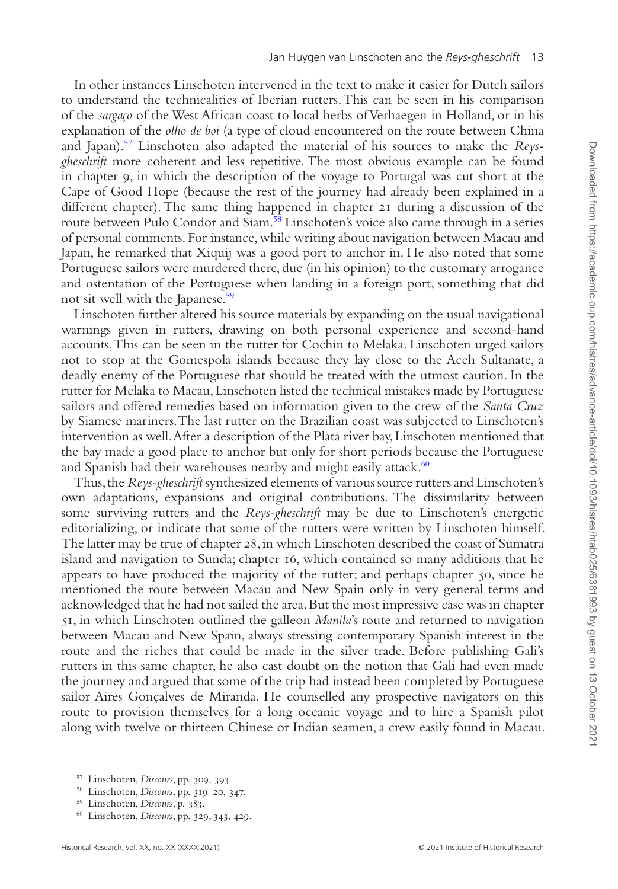In other instances Linschoten intervened in the text to make it easier for Dutch sailors to understand the technicalities of Iberian rutters. This can be seen in his comparison of the *sargaço* of the West African coast to local herbs of Verhaegen in Holland, or in his explanation of the *olho de boi* (a type of cloud encountered on the route between China and Japan).[57] Linschoten also adapted the material of his sources to make the *Reys-gheschrift* more coherent and less repetitive. The most obvious example can be found in chapter 9, in which the description of the voyage to Portugal was cut short at the Cape of Good Hope (because the rest of the journey had already been explained in a different chapter). The same thing happened in chapter 21 during a discussion of the route between Pulo Condor and Siam.[58] Linschoten's voice also came through in a series of personal comments. For instance, while writing about navigation between Macau and Japan, he remarked that Xiquij was a good port to anchor in. He also noted that some Portuguese sailors were murdered there, due (in his opinion) to the customary arrogance and ostentation of the Portuguese when landing in a foreign port, something that did not sit well with the Japanese.[59]

Linschoten further altered his source materials by expanding on the usual navigational warnings given in rutters, drawing on both personal experience and second-hand accounts. This can be seen in the rutter for Cochin to Melaka. Linschoten urged sailors not to stop at the Gomespola islands because they lay close to the Aceh Sultanate, a deadly enemy of the Portuguese that should be treated with the utmost caution. In the rutter for Melaka to Macau, Linschoten listed the technical mistakes made by Portuguese sailors and offered remedies based on information given to the crew of the *Santa Cruz* by Siamese mariners. The last rutter on the Brazilian coast was subjected to Linschoten's intervention as well. After a description of the Plata river bay, Linschoten mentioned that the bay made a good place to anchor but only for short periods because the Portuguese and Spanish had their warehouses nearby and might easily attack.[60]

Thus, the *Reys-gheschrift* synthesized elements of various source rutters and Linschoten's own adaptations, expansions and original contributions. The dissimilarity between some surviving rutters and the *Reys-gheschrift* may be due to Linschoten's energetic editorializing, or indicate that some of the rutters were written by Linschoten himself. The latter may be true of chapter 28, in which Linschoten described the coast of Sumatra island and navigation to Sunda; chapter 16, which contained so many additions that he appears to have produced the majority of the rutter; and perhaps chapter 50, since he mentioned the route between Macau and New Spain only in very general terms and acknowledged that he had not sailed the area. But the most impressive case was in chapter 51, in which Linschoten outlined the galleon *Manila*'s route and returned to navigation between Macau and New Spain, always stressing contemporary Spanish interest in the route and the riches that could be made in the silver trade. Before publishing Gali's rutters in this same chapter, he also cast doubt on the notion that Gali had even made the journey and argued that some of the trip had instead been completed by Portuguese sailor Aires Gonçalves de Miranda. He counselled any prospective navigators on this route to provision themselves for a long oceanic voyage and to hire a Spanish pilot along with twelve or thirteen Chinese or Indian seamen, a crew easily found in Macau.

[57] Linschoten, *Discours*, pp. 309, 393.

[58] Linschoten, *Discours*, pp. 319–20, 347.

[59] Linschoten, *Discours*, p. 383.

[60] Linschoten, *Discours*, pp. 329, 343, 429.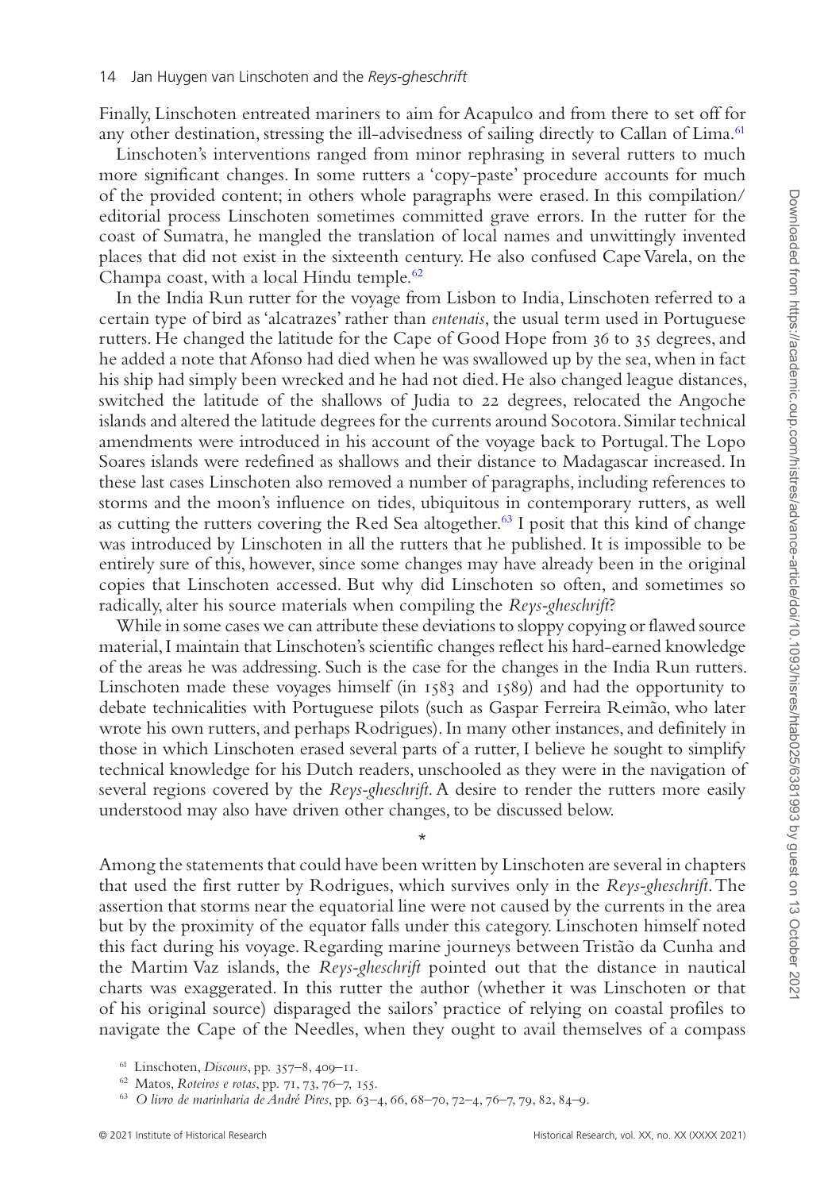Finally, Linschoten entreated mariners to aim for Acapulco and from there to set off for any other destination, stressing the ill-advisedness of sailing directly to Callan of Lima.[61]

Linschoten's interventions ranged from minor rephrasing in several rutters to much more significant changes. In some rutters a 'copy-paste' procedure accounts for much of the provided content; in others whole paragraphs were erased. In this compilation/editorial process Linschoten sometimes committed grave errors. In the rutter for the coast of Sumatra, he mangled the translation of local names and unwittingly invented places that did not exist in the sixteenth century. He also confused Cape Varela, on the Champa coast, with a local Hindu temple.[62]

In the India Run rutter for the voyage from Lisbon to India, Linschoten referred to a certain type of bird as 'alcatrazes' rather than *entenais*, the usual term used in Portuguese rutters. He changed the latitude for the Cape of Good Hope from 36 to 35 degrees, and he added a note that Afonso had died when he was swallowed up by the sea, when in fact his ship had simply been wrecked and he had not died. He also changed league distances, switched the latitude of the shallows of Judia to 22 degrees, relocated the Angoche islands and altered the latitude degrees for the currents around Socotora. Similar technical amendments were introduced in his account of the voyage back to Portugal. The Lopo Soares islands were redefined as shallows and their distance to Madagascar increased. In these last cases Linschoten also removed a number of paragraphs, including references to storms and the moon's influence on tides, ubiquitous in contemporary rutters, as well as cutting the rutters covering the Red Sea altogether.[63] I posit that this kind of change was introduced by Linschoten in all the rutters that he published. It is impossible to be entirely sure of this, however, since some changes may have already been in the original copies that Linschoten accessed. But why did Linschoten so often, and sometimes so radically, alter his source materials when compiling the *Reys-gheschrift*?

While in some cases we can attribute these deviations to sloppy copying or flawed source material, I maintain that Linschoten's scientific changes reflect his hard-earned knowledge of the areas he was addressing. Such is the case for the changes in the India Run rutters. Linschoten made these voyages himself (in 1583 and 1589) and had the opportunity to debate technicalities with Portuguese pilots (such as Gaspar Ferreira Reimão, who later wrote his own rutters, and perhaps Rodrigues). In many other instances, and definitely in those in which Linschoten erased several parts of a rutter, I believe he sought to simplify technical knowledge for his Dutch readers, unschooled as they were in the navigation of several regions covered by the *Reys-gheschrift*. A desire to render the rutters more easily understood may also have driven other changes, to be discussed below.

*

Among the statements that could have been written by Linschoten are several in chapters that used the first rutter by Rodrigues, which survives only in the *Reys-gheschrift*. The assertion that storms near the equatorial line were not caused by the currents in the area but by the proximity of the equator falls under this category. Linschoten himself noted this fact during his voyage. Regarding marine journeys between Tristão da Cunha and the Martim Vaz islands, the *Reys-gheschrift* pointed out that the distance in nautical charts was exaggerated. In this rutter the author (whether it was Linschoten or that of his original source) disparaged the sailors' practice of relying on coastal profiles to navigate the Cape of the Needles, when they ought to avail themselves of a compass

[61] Linschoten, *Discours*, pp. 357–8, 409–11.

[62] Matos, *Roteiros e rotas*, pp. 71, 73, 76–7, 155.

[63] *O livro de marinharia de André Pires*, pp. 63–4, 66, 68–70, 72–4, 76–7, 79, 82, 84–9.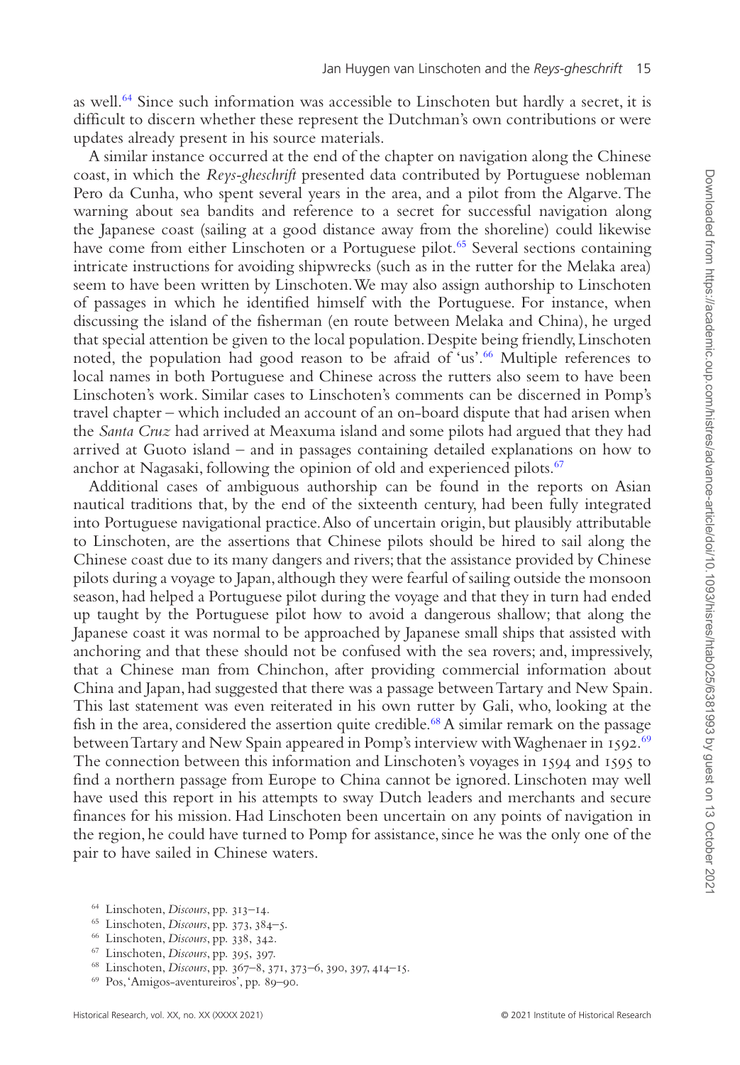as well.[64] Since such information was accessible to Linschoten but hardly a secret, it is difficult to discern whether these represent the Dutchman's own contributions or were updates already present in his source materials.

A similar instance occurred at the end of the chapter on navigation along the Chinese coast, in which the *Reys-gheschrift* presented data contributed by Portuguese nobleman Pero da Cunha, who spent several years in the area, and a pilot from the Algarve. The warning about sea bandits and reference to a secret for successful navigation along the Japanese coast (sailing at a good distance away from the shoreline) could likewise have come from either Linschoten or a Portuguese pilot.[65] Several sections containing intricate instructions for avoiding shipwrecks (such as in the rutter for the Melaka area) seem to have been written by Linschoten. We may also assign authorship to Linschoten of passages in which he identified himself with the Portuguese. For instance, when discussing the island of the fisherman (en route between Melaka and China), he urged that special attention be given to the local population. Despite being friendly, Linschoten noted, the population had good reason to be afraid of 'us'.[66] Multiple references to local names in both Portuguese and Chinese across the rutters also seem to have been Linschoten's work. Similar cases to Linschoten's comments can be discerned in Pomp's travel chapter – which included an account of an on-board dispute that had arisen when the *Santa Cruz* had arrived at Meaxuma island and some pilots had argued that they had arrived at Guoto island – and in passages containing detailed explanations on how to anchor at Nagasaki, following the opinion of old and experienced pilots.[67]

Additional cases of ambiguous authorship can be found in the reports on Asian nautical traditions that, by the end of the sixteenth century, had been fully integrated into Portuguese navigational practice. Also of uncertain origin, but plausibly attributable to Linschoten, are the assertions that Chinese pilots should be hired to sail along the Chinese coast due to its many dangers and rivers; that the assistance provided by Chinese pilots during a voyage to Japan, although they were fearful of sailing outside the monsoon season, had helped a Portuguese pilot during the voyage and that they in turn had ended up taught by the Portuguese pilot how to avoid a dangerous shallow; that along the Japanese coast it was normal to be approached by Japanese small ships that assisted with anchoring and that these should not be confused with the sea rovers; and, impressively, that a Chinese man from Chinchon, after providing commercial information about China and Japan, had suggested that there was a passage between Tartary and New Spain. This last statement was even reiterated in his own rutter by Gali, who, looking at the fish in the area, considered the assertion quite credible.[68] A similar remark on the passage between Tartary and New Spain appeared in Pomp's interview with Waghenaer in 1592.[69] The connection between this information and Linschoten's voyages in 1594 and 1595 to find a northern passage from Europe to China cannot be ignored. Linschoten may well have used this report in his attempts to sway Dutch leaders and merchants and secure finances for his mission. Had Linschoten been uncertain on any points of navigation in the region, he could have turned to Pomp for assistance, since he was the only one of the pair to have sailed in Chinese waters.

[64] Linschoten, *Discours*, pp. 313–14.

[65] Linschoten, *Discours*, pp. 373, 384–5.

[66] Linschoten, *Discours*, pp. 338, 342.

[67] Linschoten, *Discours*, pp. 395, 397.

[68] Linschoten, *Discours*, pp. 367–8, 371, 373–6, 390, 397, 414–15.

[69] Pos, 'Amigos-aventureiros', pp. 89–90.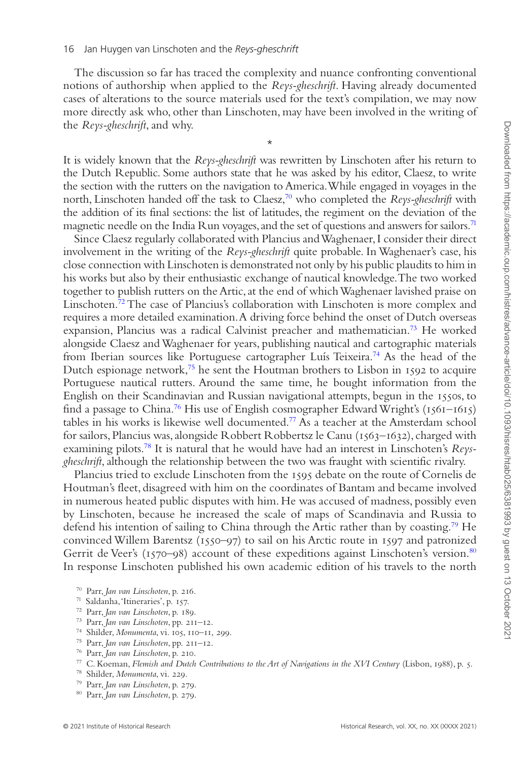The discussion so far has traced the complexity and nuance confronting conventional notions of authorship when applied to the *Reys-gheschrift*. Having already documented cases of alterations to the source materials used for the text's compilation, we may now more directly ask who, other than Linschoten, may have been involved in the writing of the *Reys-gheschrift*, and why.

*

It is widely known that the *Reys-gheschrift* was rewritten by Linschoten after his return to the Dutch Republic. Some authors state that he was asked by his editor, Claesz, to write the section with the rutters on the navigation to America. While engaged in voyages in the north, Linschoten handed off the task to Claesz,[70] who completed the *Reys-gheschrift* with the addition of its final sections: the list of latitudes, the regiment on the deviation of the magnetic needle on the India Run voyages, and the set of questions and answers for sailors.[71]

Since Claesz regularly collaborated with Plancius and Waghenaer, I consider their direct involvement in the writing of the *Reys-gheschrift* quite probable. In Waghenaer's case, his close connection with Linschoten is demonstrated not only by his public plaudits to him in his works but also by their enthusiastic exchange of nautical knowledge. The two worked together to publish rutters on the Artic, at the end of which Waghenaer lavished praise on Linschoten.[72] The case of Plancius's collaboration with Linschoten is more complex and requires a more detailed examination. A driving force behind the onset of Dutch overseas expansion, Plancius was a radical Calvinist preacher and mathematician.[73] He worked alongside Claesz and Waghenaer for years, publishing nautical and cartographic materials from Iberian sources like Portuguese cartographer Luís Teixeira.[74] As the head of the Dutch espionage network,[75] he sent the Houtman brothers to Lisbon in 1592 to acquire Portuguese nautical rutters. Around the same time, he bought information from the English on their Scandinavian and Russian navigational attempts, begun in the 1550s, to find a passage to China.[76] His use of English cosmographer Edward Wright's (1561–1615) tables in his works is likewise well documented.[77] As a teacher at the Amsterdam school for sailors, Plancius was, alongside Robbert Robbertsz le Canu (1563–1632), charged with examining pilots.[78] It is natural that he would have had an interest in Linschoten's *Reys-gheschrift*, although the relationship between the two was fraught with scientific rivalry.

Plancius tried to exclude Linschoten from the 1595 debate on the route of Cornelis de Houtman's fleet, disagreed with him on the coordinates of Bantam and became involved in numerous heated public disputes with him. He was accused of madness, possibly even by Linschoten, because he increased the scale of maps of Scandinavia and Russia to defend his intention of sailing to China through the Artic rather than by coasting.[79] He convinced Willem Barentsz (1550–97) to sail on his Arctic route in 1597 and patronized Gerrit de Veer's (1570–98) account of these expeditions against Linschoten's version.[80] In response Linschoten published his own academic edition of his travels to the north

[70] Parr, *Jan van Linschoten*, p. 216.

[71] Saldanha, 'Itineraries', p. 157.

[72] Parr, *Jan van Linschoten*, p. 189.

[73] Parr, *Jan van Linschoten*, pp. 211–12.

[74] Shilder, *Monumenta*, vi. 105, 110–11, 299.

[75] Parr, *Jan van Linschoten*, pp. 211–12.

[76] Parr, *Jan van Linschoten*, p. 210.

[77] C. Koeman, *Flemish and Dutch Contributions to the Art of Navigations in the XVI Century* (Lisbon, 1988), p. 5.

[78] Shilder, *Monumenta*, vi. 229.

[79] Parr, *Jan van Linschoten*, p. 279.

[80] Parr, *Jan van Linschoten*, p. 279.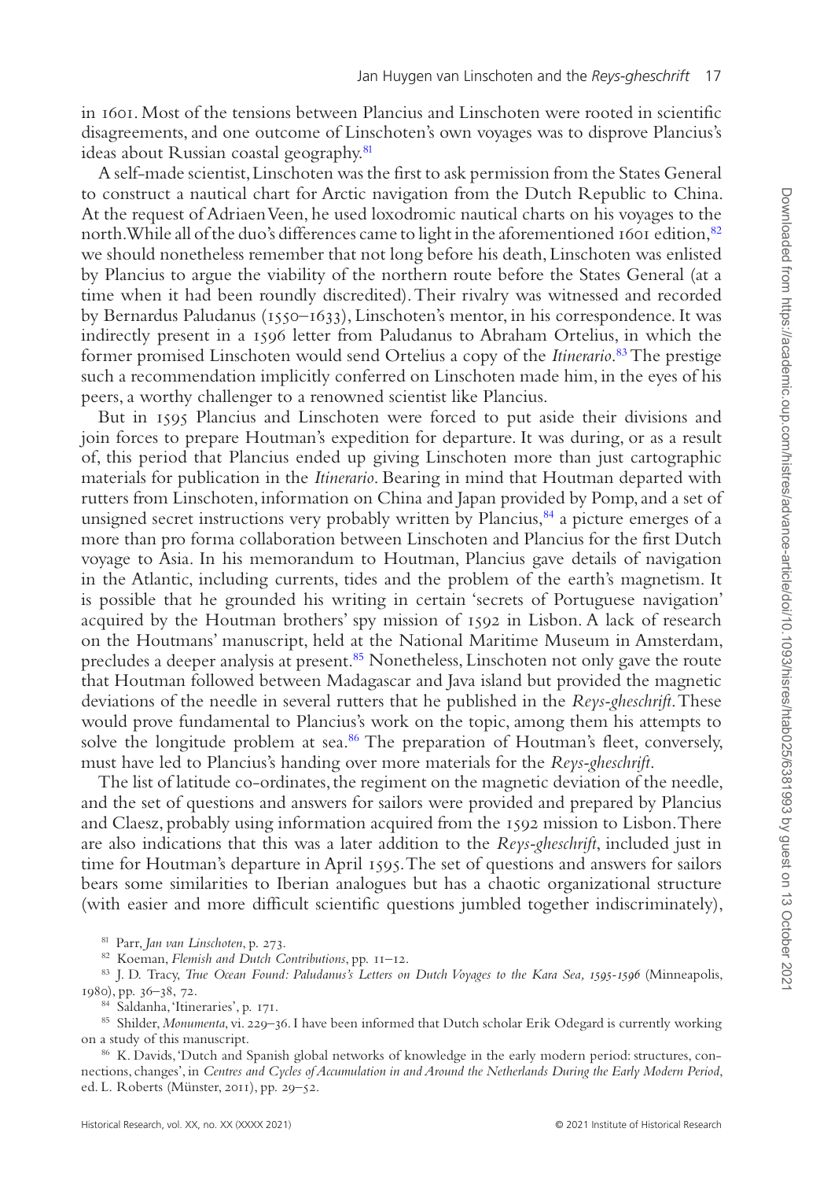in 1601. Most of the tensions between Plancius and Linschoten were rooted in scientific disagreements, and one outcome of Linschoten's own voyages was to disprove Plancius's ideas about Russian coastal geography.[81]

A self-made scientist, Linschoten was the first to ask permission from the States General to construct a nautical chart for Arctic navigation from the Dutch Republic to China. At the request of Adriaen Veen, he used loxodromic nautical charts on his voyages to the north. While all of the duo's differences came to light in the aforementioned 1601 edition,[82] we should nonetheless remember that not long before his death, Linschoten was enlisted by Plancius to argue the viability of the northern route before the States General (at a time when it had been roundly discredited). Their rivalry was witnessed and recorded by Bernardus Paludanus (1550–1633), Linschoten's mentor, in his correspondence. It was indirectly present in a 1596 letter from Paludanus to Abraham Ortelius, in which the former promised Linschoten would send Ortelius a copy of the *Itinerario*.[83] The prestige such a recommendation implicitly conferred on Linschoten made him, in the eyes of his peers, a worthy challenger to a renowned scientist like Plancius.

But in 1595 Plancius and Linschoten were forced to put aside their divisions and join forces to prepare Houtman's expedition for departure. It was during, or as a result of, this period that Plancius ended up giving Linschoten more than just cartographic materials for publication in the *Itinerario*. Bearing in mind that Houtman departed with rutters from Linschoten, information on China and Japan provided by Pomp, and a set of unsigned secret instructions very probably written by Plancius,[84] a picture emerges of a more than pro forma collaboration between Linschoten and Plancius for the first Dutch voyage to Asia. In his memorandum to Houtman, Plancius gave details of navigation in the Atlantic, including currents, tides and the problem of the earth's magnetism. It is possible that he grounded his writing in certain 'secrets of Portuguese navigation' acquired by the Houtman brothers' spy mission of 1592 in Lisbon. A lack of research on the Houtmans' manuscript, held at the National Maritime Museum in Amsterdam, precludes a deeper analysis at present.[85] Nonetheless, Linschoten not only gave the route that Houtman followed between Madagascar and Java island but provided the magnetic deviations of the needle in several rutters that he published in the *Reys-gheschrift*. These would prove fundamental to Plancius's work on the topic, among them his attempts to solve the longitude problem at sea.[86] The preparation of Houtman's fleet, conversely, must have led to Plancius's handing over more materials for the *Reys-gheschrift*.

The list of latitude co-ordinates, the regiment on the magnetic deviation of the needle, and the set of questions and answers for sailors were provided and prepared by Plancius and Claesz, probably using information acquired from the 1592 mission to Lisbon. There are also indications that this was a later addition to the *Reys-gheschrift*, included just in time for Houtman's departure in April 1595. The set of questions and answers for sailors bears some similarities to Iberian analogues but has a chaotic organizational structure (with easier and more difficult scientific questions jumbled together indiscriminately),

[81] Parr, *Jan van Linschoten*, p. 273.

[82] Koeman, *Flemish and Dutch Contributions*, pp. 11–12.

[83] J. D. Tracy, *True Ocean Found: Paludanus's Letters on Dutch Voyages to the Kara Sea, 1595-1596* (Minneapolis, 1980), pp. 36–38, 72.

[84] Saldanha, 'Itineraries', p. 171.

[85] Shilder, *Monumenta*, vi. 229–36. I have been informed that Dutch scholar Erik Odegard is currently working on a study of this manuscript.

[86] K. Davids, 'Dutch and Spanish global networks of knowledge in the early modern period: structures, connections, changes', in *Centres and Cycles of Accumulation in and Around the Netherlands During the Early Modern Period*, ed. L. Roberts (Münster, 2011), pp. 29–52.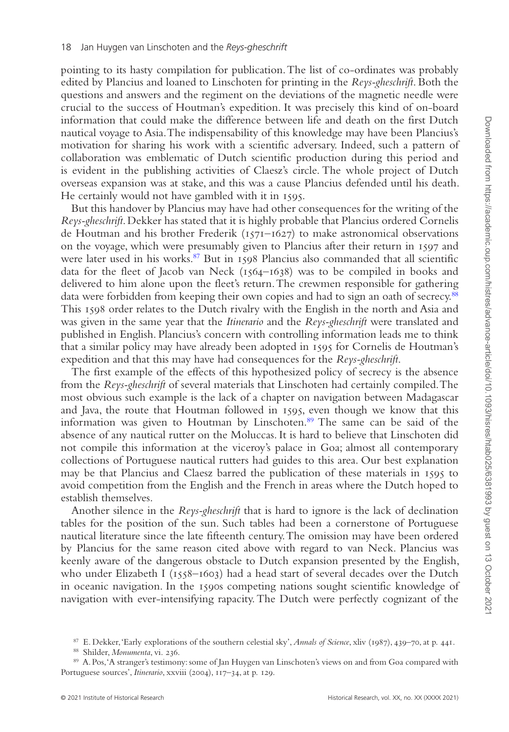pointing to its hasty compilation for publication. The list of co-ordinates was probably edited by Plancius and loaned to Linschoten for printing in the *Reys-gheschrift*. Both the questions and answers and the regiment on the deviations of the magnetic needle were crucial to the success of Houtman's expedition. It was precisely this kind of on-board information that could make the difference between life and death on the first Dutch nautical voyage to Asia. The indispensability of this knowledge may have been Plancius's motivation for sharing his work with a scientific adversary. Indeed, such a pattern of collaboration was emblematic of Dutch scientific production during this period and is evident in the publishing activities of Claesz's circle. The whole project of Dutch overseas expansion was at stake, and this was a cause Plancius defended until his death. He certainly would not have gambled with it in 1595.

But this handover by Plancius may have had other consequences for the writing of the *Reys-gheschrift*. Dekker has stated that it is highly probable that Plancius ordered Cornelis de Houtman and his brother Frederik (1571–1627) to make astronomical observations on the voyage, which were presumably given to Plancius after their return in 1597 and were later used in his works.[87] But in 1598 Plancius also commanded that all scientific data for the fleet of Jacob van Neck (1564–1638) was to be compiled in books and delivered to him alone upon the fleet's return. The crewmen responsible for gathering data were forbidden from keeping their own copies and had to sign an oath of secrecy.[88] This 1598 order relates to the Dutch rivalry with the English in the north and Asia and was given in the same year that the *Itinerario* and the *Reys-gheschrift* were translated and published in English. Plancius's concern with controlling information leads me to think that a similar policy may have already been adopted in 1595 for Cornelis de Houtman's expedition and that this may have had consequences for the *Reys-gheschrift*.

The first example of the effects of this hypothesized policy of secrecy is the absence from the *Reys-gheschrift* of several materials that Linschoten had certainly compiled. The most obvious such example is the lack of a chapter on navigation between Madagascar and Java, the route that Houtman followed in 1595, even though we know that this information was given to Houtman by Linschoten.[89] The same can be said of the absence of any nautical rutter on the Moluccas. It is hard to believe that Linschoten did not compile this information at the viceroy's palace in Goa; almost all contemporary collections of Portuguese nautical rutters had guides to this area. Our best explanation may be that Plancius and Claesz barred the publication of these materials in 1595 to avoid competition from the English and the French in areas where the Dutch hoped to establish themselves.

Another silence in the *Reys-gheschrift* that is hard to ignore is the lack of declination tables for the position of the sun. Such tables had been a cornerstone of Portuguese nautical literature since the late fifteenth century. The omission may have been ordered by Plancius for the same reason cited above with regard to van Neck. Plancius was keenly aware of the dangerous obstacle to Dutch expansion presented by the English, who under Elizabeth I (1558–1603) had a head start of several decades over the Dutch in oceanic navigation. In the 1590s competing nations sought scientific knowledge of navigation with ever-intensifying rapacity. The Dutch were perfectly cognizant of the

[87] E. Dekker, 'Early explorations of the southern celestial sky', *Annals of Science*, xliv (1987), 439–70, at p. 441.

[88] Shilder, *Monumenta*, vi. 236.

[89] A. Pos, 'A stranger's testimony: some of Jan Huygen van Linschoten's views on and from Goa compared with Portuguese sources', *Itinerario*, xxviii (2004), 117–34, at p. 129.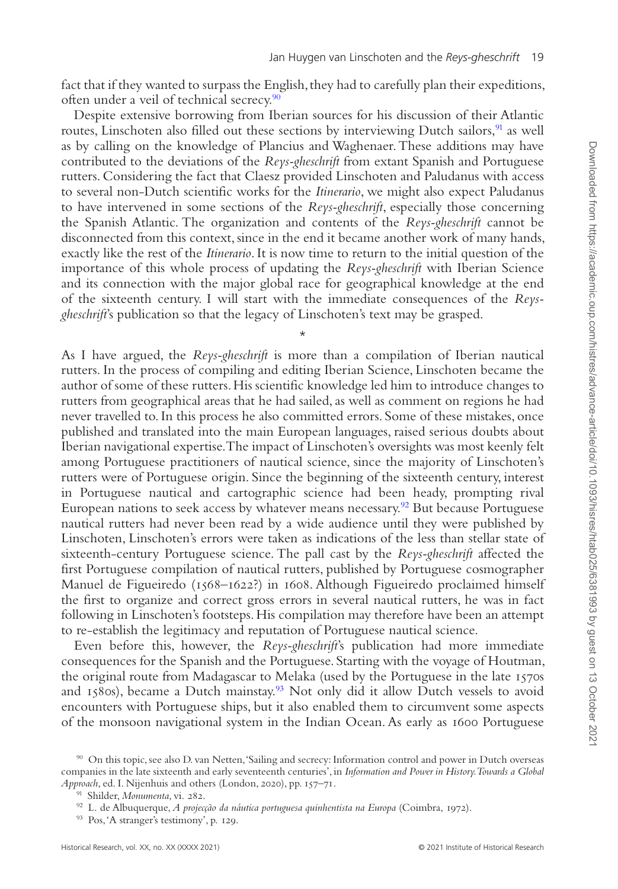fact that if they wanted to surpass the English, they had to carefully plan their expeditions, often under a veil of technical secrecy.[90]

Despite extensive borrowing from Iberian sources for his discussion of their Atlantic routes, Linschoten also filled out these sections by interviewing Dutch sailors,[91] as well as by calling on the knowledge of Plancius and Waghenaer. These additions may have contributed to the deviations of the *Reys-gheschrift* from extant Spanish and Portuguese rutters. Considering the fact that Claesz provided Linschoten and Paludanus with access to several non-Dutch scientific works for the *Itinerario*, we might also expect Paludanus to have intervened in some sections of the *Reys-gheschrift*, especially those concerning the Spanish Atlantic. The organization and contents of the *Reys-gheschrift* cannot be disconnected from this context, since in the end it became another work of many hands, exactly like the rest of the *Itinerario*. It is now time to return to the initial question of the importance of this whole process of updating the *Reys-gheschrift* with Iberian Science and its connection with the major global race for geographical knowledge at the end of the sixteenth century. I will start with the immediate consequences of the *Reys-gheschrift*'s publication so that the legacy of Linschoten's text may be grasped.

\*

As I have argued, the *Reys-gheschrift* is more than a compilation of Iberian nautical rutters. In the process of compiling and editing Iberian Science, Linschoten became the author of some of these rutters. His scientific knowledge led him to introduce changes to rutters from geographical areas that he had sailed, as well as comment on regions he had never travelled to. In this process he also committed errors. Some of these mistakes, once published and translated into the main European languages, raised serious doubts about Iberian navigational expertise. The impact of Linschoten's oversights was most keenly felt among Portuguese practitioners of nautical science, since the majority of Linschoten's rutters were of Portuguese origin. Since the beginning of the sixteenth century, interest in Portuguese nautical and cartographic science had been heady, prompting rival European nations to seek access by whatever means necessary.[92] But because Portuguese nautical rutters had never been read by a wide audience until they were published by Linschoten, Linschoten's errors were taken as indications of the less than stellar state of sixteenth-century Portuguese science. The pall cast by the *Reys-gheschrift* affected the first Portuguese compilation of nautical rutters, published by Portuguese cosmographer Manuel de Figueiredo (1568–1622?) in 1608. Although Figueiredo proclaimed himself the first to organize and correct gross errors in several nautical rutters, he was in fact following in Linschoten's footsteps. His compilation may therefore have been an attempt to re-establish the legitimacy and reputation of Portuguese nautical science.

Even before this, however, the *Reys-gheschrift*'s publication had more immediate consequences for the Spanish and the Portuguese. Starting with the voyage of Houtman, the original route from Madagascar to Melaka (used by the Portuguese in the late 1570s and 1580s), became a Dutch mainstay.[93] Not only did it allow Dutch vessels to avoid encounters with Portuguese ships, but it also enabled them to circumvent some aspects of the monsoon navigational system in the Indian Ocean. As early as 1600 Portuguese

[90] On this topic, see also D. van Netten, 'Sailing and secrecy: Information control and power in Dutch overseas companies in the late sixteenth and early seventeenth centuries', in *Information and Power in History. Towards a Global Approach*, ed. I. Nijenhuis and others (London, 2020), pp. 157–71.

[91] Shilder, *Monumenta*, vi. 282.

[92] L. de Albuquerque, *A projecção da náutica portuguesa quinhentista na Europa* (Coimbra, 1972).

[93] Pos, 'A stranger's testimony', p. 129.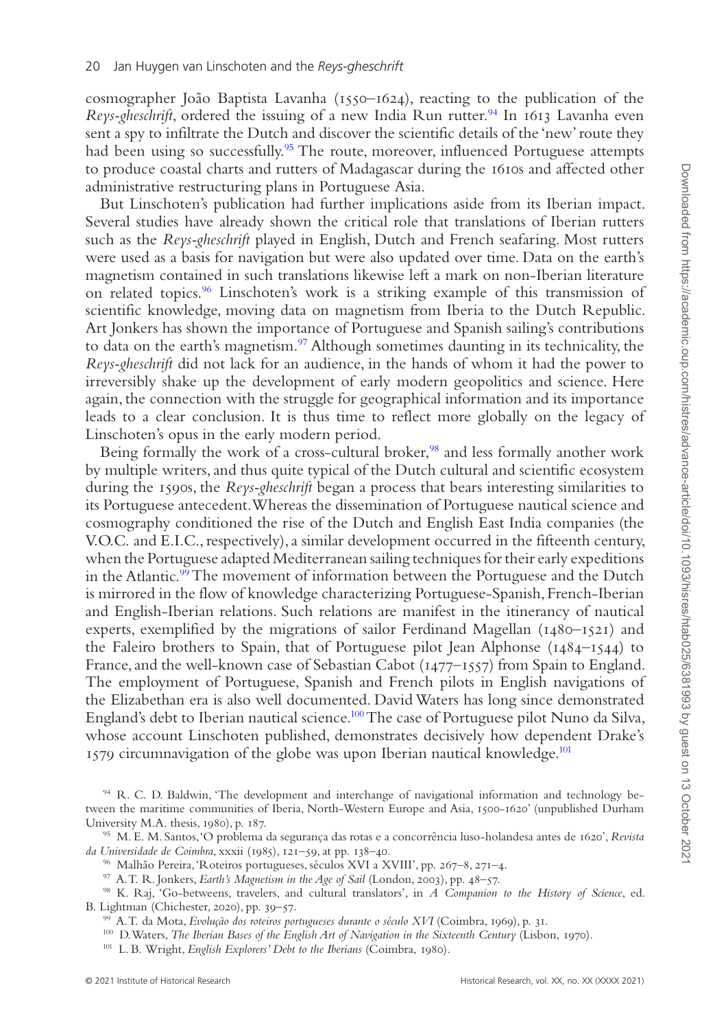cosmographer João Baptista Lavanha (1550–1624), reacting to the publication of the *Reys-gheschrift*, ordered the issuing of a new India Run rutter.[94] In 1613 Lavanha even sent a spy to infiltrate the Dutch and discover the scientific details of the 'new' route they had been using so successfully.[95] The route, moreover, influenced Portuguese attempts to produce coastal charts and rutters of Madagascar during the 1610s and affected other administrative restructuring plans in Portuguese Asia.

But Linschoten's publication had further implications aside from its Iberian impact. Several studies have already shown the critical role that translations of Iberian rutters such as the *Reys-gheschrift* played in English, Dutch and French seafaring. Most rutters were used as a basis for navigation but were also updated over time. Data on the earth's magnetism contained in such translations likewise left a mark on non-Iberian literature on related topics.[96] Linschoten's work is a striking example of this transmission of scientific knowledge, moving data on magnetism from Iberia to the Dutch Republic. Art Jonkers has shown the importance of Portuguese and Spanish sailing's contributions to data on the earth's magnetism.[97] Although sometimes daunting in its technicality, the *Reys-gheschrift* did not lack for an audience, in the hands of whom it had the power to irreversibly shake up the development of early modern geopolitics and science. Here again, the connection with the struggle for geographical information and its importance leads to a clear conclusion. It is thus time to reflect more globally on the legacy of Linschoten's opus in the early modern period.

Being formally the work of a cross-cultural broker,[98] and less formally another work by multiple writers, and thus quite typical of the Dutch cultural and scientific ecosystem during the 1590s, the *Reys-gheschrift* began a process that bears interesting similarities to its Portuguese antecedent. Whereas the dissemination of Portuguese nautical science and cosmography conditioned the rise of the Dutch and English East India companies (the V.O.C. and E.I.C., respectively), a similar development occurred in the fifteenth century, when the Portuguese adapted Mediterranean sailing techniques for their early expeditions in the Atlantic.[99] The movement of information between the Portuguese and the Dutch is mirrored in the flow of knowledge characterizing Portuguese-Spanish, French-Iberian and English-Iberian relations. Such relations are manifest in the itinerancy of nautical experts, exemplified by the migrations of sailor Ferdinand Magellan (1480–1521) and the Faleiro brothers to Spain, that of Portuguese pilot Jean Alphonse (1484–1544) to France, and the well-known case of Sebastian Cabot (1477–1557) from Spain to England. The employment of Portuguese, Spanish and French pilots in English navigations of the Elizabethan era is also well documented. David Waters has long since demonstrated England's debt to Iberian nautical science.[100] The case of Portuguese pilot Nuno da Silva, whose account Linschoten published, demonstrates decisively how dependent Drake's 1579 circumnavigation of the globe was upon Iberian nautical knowledge.[101]

---

[94] R. C. D. Baldwin, 'The development and interchange of navigational information and technology between the maritime communities of Iberia, North-Western Europe and Asia, 1500-1620' (unpublished Durham University M.A. thesis, 1980), p. 187.

[95] M. E. M. Santos, 'O problema da segurança das rotas e a concorrência luso-holandesa antes de 1620', *Revista da Universidade de Coimbra*, xxxii (1985), 121–59, at pp. 138–40.

[96] Malhão Pereira, 'Roteiros portugueses, séculos XVI a XVIII', pp. 267–8, 271–4.

[97] A. T. R. Jonkers, *Earth's Magnetism in the Age of Sail* (London, 2003), pp. 48–57.

[98] K. Raj, 'Go-betweens, travelers, and cultural translators', in *A Companion to the History of Science*, ed. B. Lightman (Chichester, 2020), pp. 39–57.

[99] A. T. da Mota, *Evolução dos roteiros portugueses durante o século XVI* (Coimbra, 1969), p. 31.

[100] D. Waters, *The Iberian Bases of the English Art of Navigation in the Sixteenth Century* (Lisbon, 1970).

[101] L. B. Wright, *English Explorers' Debt to the Iberians* (Coimbra, 1980).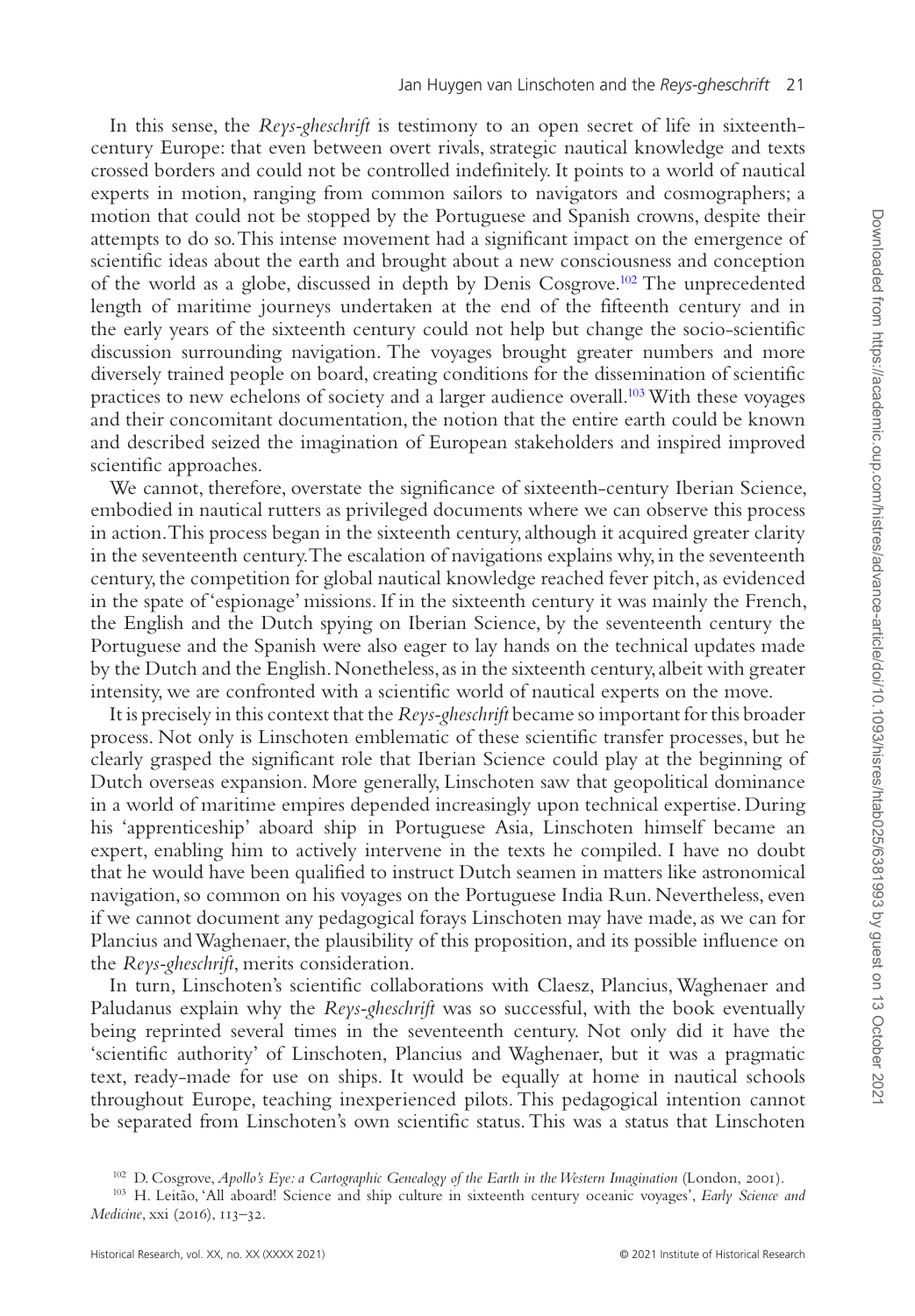In this sense, the *Reys-gheschrift* is testimony to an open secret of life in sixteenth-century Europe: that even between overt rivals, strategic nautical knowledge and texts crossed borders and could not be controlled indefinitely. It points to a world of nautical experts in motion, ranging from common sailors to navigators and cosmographers; a motion that could not be stopped by the Portuguese and Spanish crowns, despite their attempts to do so. This intense movement had a significant impact on the emergence of scientific ideas about the earth and brought about a new consciousness and conception of the world as a globe, discussed in depth by Denis Cosgrove.[102] The unprecedented length of maritime journeys undertaken at the end of the fifteenth century and in the early years of the sixteenth century could not help but change the socio-scientific discussion surrounding navigation. The voyages brought greater numbers and more diversely trained people on board, creating conditions for the dissemination of scientific practices to new echelons of society and a larger audience overall.[103] With these voyages and their concomitant documentation, the notion that the entire earth could be known and described seized the imagination of European stakeholders and inspired improved scientific approaches.

We cannot, therefore, overstate the significance of sixteenth-century Iberian Science, embodied in nautical rutters as privileged documents where we can observe this process in action. This process began in the sixteenth century, although it acquired greater clarity in the seventeenth century. The escalation of navigations explains why, in the seventeenth century, the competition for global nautical knowledge reached fever pitch, as evidenced in the spate of 'espionage' missions. If in the sixteenth century it was mainly the French, the English and the Dutch spying on Iberian Science, by the seventeenth century the Portuguese and the Spanish were also eager to lay hands on the technical updates made by the Dutch and the English. Nonetheless, as in the sixteenth century, albeit with greater intensity, we are confronted with a scientific world of nautical experts on the move.

It is precisely in this context that the *Reys-gheschrift* became so important for this broader process. Not only is Linschoten emblematic of these scientific transfer processes, but he clearly grasped the significant role that Iberian Science could play at the beginning of Dutch overseas expansion. More generally, Linschoten saw that geopolitical dominance in a world of maritime empires depended increasingly upon technical expertise. During his 'apprenticeship' aboard ship in Portuguese Asia, Linschoten himself became an expert, enabling him to actively intervene in the texts he compiled. I have no doubt that he would have been qualified to instruct Dutch seamen in matters like astronomical navigation, so common on his voyages on the Portuguese India Run. Nevertheless, even if we cannot document any pedagogical forays Linschoten may have made, as we can for Plancius and Waghenaer, the plausibility of this proposition, and its possible influence on the *Reys-gheschrift*, merits consideration.

In turn, Linschoten's scientific collaborations with Claesz, Plancius, Waghenaer and Paludanus explain why the *Reys-gheschrift* was so successful, with the book eventually being reprinted several times in the seventeenth century. Not only did it have the 'scientific authority' of Linschoten, Plancius and Waghenaer, but it was a pragmatic text, ready-made for use on ships. It would be equally at home in nautical schools throughout Europe, teaching inexperienced pilots. This pedagogical intention cannot be separated from Linschoten's own scientific status. This was a status that Linschoten

[102] D. Cosgrove, *Apollo's Eye: a Cartographic Genealogy of the Earth in the Western Imagination* (London, 2001).

[103] H. Leitão, 'All aboard! Science and ship culture in sixteenth century oceanic voyages', *Early Science and Medicine*, xxi (2016), 113–32.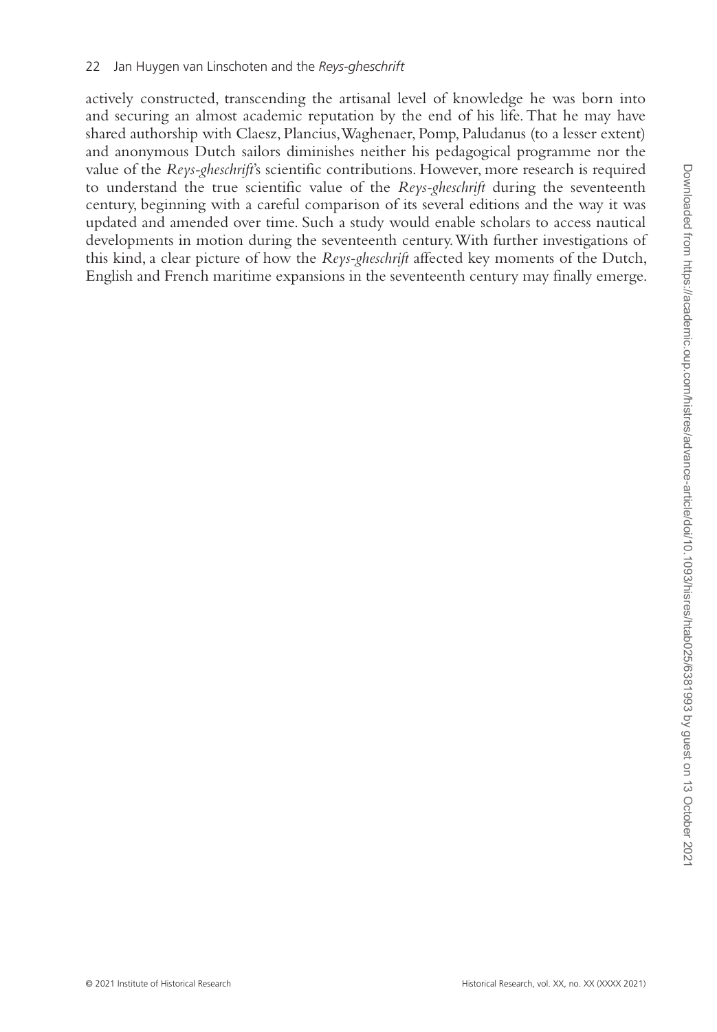actively constructed, transcending the artisanal level of knowledge he was born into and securing an almost academic reputation by the end of his life. That he may have shared authorship with Claesz, Plancius, Waghenaer, Pomp, Paludanus (to a lesser extent) and anonymous Dutch sailors diminishes neither his pedagogical programme nor the value of the *Reys-gheschrift*'s scientific contributions. However, more research is required to understand the true scientific value of the *Reys-gheschrift* during the seventeenth century, beginning with a careful comparison of its several editions and the way it was updated and amended over time. Such a study would enable scholars to access nautical developments in motion during the seventeenth century. With further investigations of this kind, a clear picture of how the *Reys-gheschrift* affected key moments of the Dutch, English and French maritime expansions in the seventeenth century may finally emerge.